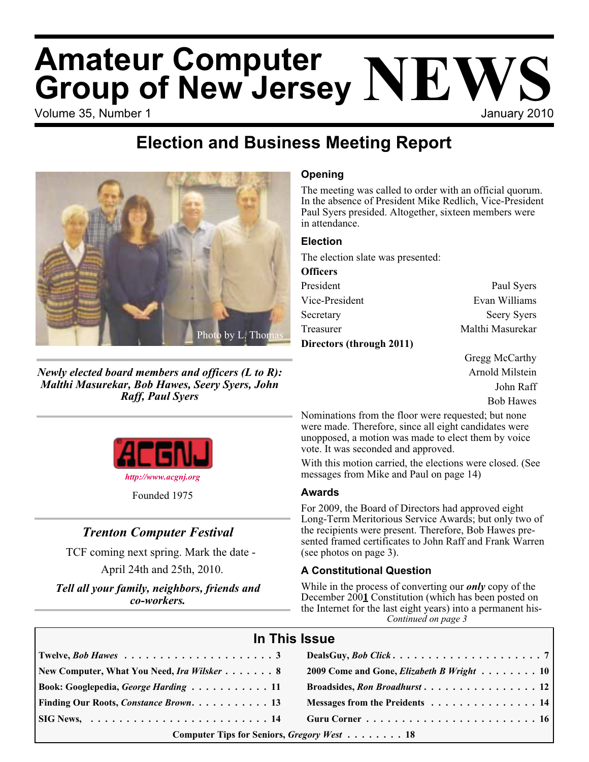# Amateur Computer Group of New Jersey NEWS

Volume 35, Number 1 — January 2010

## Election and Business Meeting Report

Photo by L. Thomas

*Newly elected board members and officers (L to R): Malthi Masurekar, Bob Hawes, Seery Syers, John Raff, Paul Syers*

ACGNJ

*http://www.acgnj.org*

Founded 1975

### *Trenton Computer Festival*

TCF coming next spring. Mark the date - April 24th and 25th, 2010.

***Tell all your family, neighbors, friends and co-workers.***

### Opening

The meeting was called to order with an official quorum. In the absence of President Mike Redlich, Vice-President Paul Syers presided. Altogether, sixteen members were in attendance.

### Election

The election slate was presented:

**Officers**

| | |
|---|---|
| President | Paul Syers |
| Vice-President | Evan Williams |
| Secretary | Seery Syers |
| Treasurer | Malthi Masurekar |

**Directors (through 2011)**

Gregg McCarthy
Arnold Milstein
John Raff
Bob Hawes

Nominations from the floor were requested; but none were made. Therefore, since all eight candidates were unopposed, a motion was made to elect them by voice vote. It was seconded and approved.

With this motion carried, the elections were closed. (See messages from Mike and Paul on page 14)

### Awards

For 2009, the Board of Directors had approved eight Long-Term Meritorious Service Awards; but only two of the recipients were present. Therefore, Bob Hawes presented framed certificates to John Raff and Frank Warren (see photos on page 3).

### A Constitutional Question

While in the process of converting our ***only*** copy of the December 200**1** Constitution (which has been posted on the Internet for the last eight years) into a permanent his-

*Continued on page 3*

## In This Issue

| | |
|---|---|
| Twelve, *Bob Hawes* . . . 3 | DealsGuy, *Bob Click* . . . 7 |
| New Computer, What You Need, *Ira Wilsker* . . . 8 | 2009 Come and Gone, *Elizabeth B Wright* . . . 10 |
| Book: Googlepedia, *George Harding* . . . 11 | Broadsides, *Ron Broadhurst* . . . 12 |
| Finding Our Roots, *Constance Brown* . . . 13 | Messages from the Preidents . . . 14 |
| SIG News, . . . 14 | Guru Corner . . . 16 |
| Computer Tips for Seniors, *Gregory West* . . . 18 | |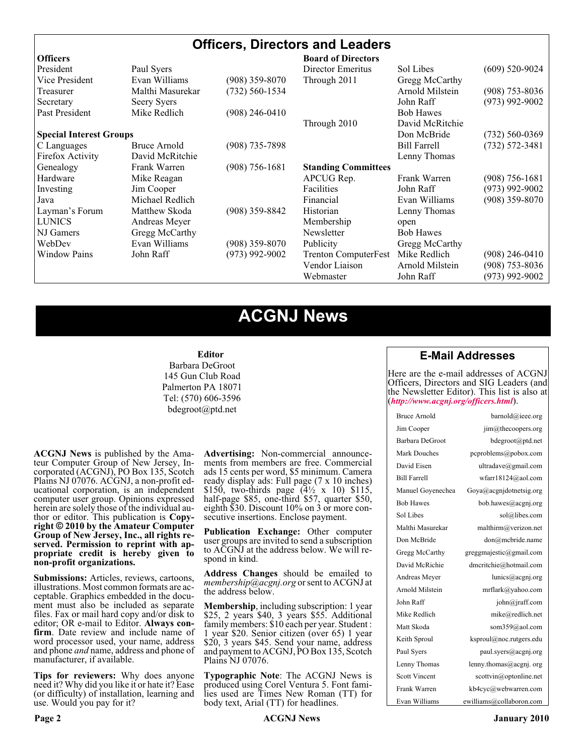## Officers, Directors and Leaders

| Officers | | | Board of Directors | | |
|---|---|---|---|---|---|
| President | Paul Syers | | Director Emeritus | Sol Libes | (609) 520-9024 |
| Vice President | Evan Williams | (908) 359-8070 | Through 2011 | Gregg McCarthy | |
| Treasurer | Malthi Masurekar | (732) 560-1534 | | Arnold Milstein | (908) 753-8036 |
| Secretary | Seery Syers | | | John Raff | (973) 992-9002 |
| Past President | Mike Redlich | (908) 246-0410 | | Bob Hawes | |
| | | | Through 2010 | David McRitchie | |
| **Special Interest Groups** | | | | Don McBride | (732) 560-0369 |
| C Languages | Bruce Arnold | (908) 735-7898 | | Bill Farrell | (732) 572-3481 |
| Firefox Activity | David McRitchie | | | Lenny Thomas | |
| Genealogy | Frank Warren | (908) 756-1681 | **Standing Committees** | | |
| Hardware | Mike Reagan | | APCUG Rep. | Frank Warren | (908) 756-1681 |
| Investing | Jim Cooper | | Facilities | John Raff | (973) 992-9002 |
| Java | Michael Redlich | | Financial | Evan Williams | (908) 359-8070 |
| Layman's Forum | Matthew Skoda | (908) 359-8842 | Historian | Lenny Thomas | |
| LUNICS | Andreas Meyer | | Membership | open | |
| NJ Gamers | Gregg McCarthy | | Newsletter | Bob Hawes | |
| WebDev | Evan Williams | (908) 359-8070 | Publicity | Gregg McCarthy | |
| Window Pains | John Raff | (973) 992-9002 | Trenton ComputerFest | Mike Redlich | (908) 246-0410 |
| | | | Vendor Liaison | Arnold Milstein | (908) 753-8036 |
| | | | Webmaster | John Raff | (973) 992-9002 |

# ACGNJ News

**Editor**
Barbara DeGroot
145 Gun Club Road
Palmerton PA 18071
Tel: (570) 606-3596
bdegroot@ptd.net

**ACGNJ News** is published by the Amateur Computer Group of New Jersey, Incorporated (ACGNJ), PO Box 135, Scotch Plains NJ 07076. ACGNJ, a non-profit educational corporation, is an independent computer user group. Opinions expressed herein are solely those of the individual author or editor. This publication is **Copyright © 2010 by the Amateur Computer Group of New Jersey, Inc., all rights reserved. Permission to reprint with appropriate credit is hereby given to non-profit organizations.**

**Submissions:** Articles, reviews, cartoons, illustrations. Most common formats are acceptable. Graphics embedded in the document must also be included as separate files. Fax or mail hard copy and/or disk to editor; OR e-mail to Editor. **Always confirm**. Date review and include name of word processor used, your name, address and phone *and* name, address and phone of manufacturer, if available.

**Tips for reviewers:** Why does anyone need it? Why did you like it or hate it? Ease (or difficulty) of installation, learning and use. Would you pay for it?

**Advertising:** Non-commercial announcements from members are free. Commercial ads 15 cents per word, $5 minimum. Camera ready display ads: Full page (7 x 10 inches) $150, two-thirds page (4½ x 10) $115, half-page $85, one-third $57, quarter $50, eighth $30. Discount 10% on 3 or more consecutive insertions. Enclose payment.

**Publication Exchange:** Other computer user groups are invited to send a subscription to ACGNJ at the address below. We will respond in kind.

**Address Changes** should be emailed to *membership@acgnj.org* or sent to ACGNJ at the address below.

**Membership**, including subscription: 1 year $25, 2 years $40, 3 years $55. Additional family members: $10 each per year. Student : 1 year $20. Senior citizen (over 65) 1 year $20, 3 years $45. Send your name, address and payment to ACGNJ, PO Box 135, Scotch Plains NJ 07076.

**Typographic Note**: The ACGNJ News is produced using Corel Ventura 5. Font families used are Times New Roman (TT) for body text, Arial (TT) for headlines.

## E-Mail Addresses

Here are the e-mail addresses of ACGNJ Officers, Directors and SIG Leaders (and the Newsletter Editor). This list is also at (*http://www.acgnj.org/officers.html*).

| Name | E-mail |
|---|---|
| Bruce Arnold | barnold@ieee.org |
| Jim Cooper | jim@thecoopers.org |
| Barbara DeGroot | bdegroot@ptd.net |
| Mark Douches | pcproblems@pobox.com |
| David Eisen | ultradave@gmail.com |
| Bill Farrell | wfarr18124@aol.com |
| Manuel Goyenechea | Goya@acgnjdotnetsig.org |
| Bob Hawes | bob.hawes@acgnj.org |
| Sol Libes | sol@libes.com |
| Malthi Masurekar | malthirm@verizon.net |
| Don McBride | don@mcbride.name |
| Gregg McCarthy | greggmajestic@gmail.com |
| David McRichie | dmcritchie@hotmail.com |
| Andreas Meyer | lunics@acgnj.org |
| Arnold Milstein | mrflark@yahoo.com |
| John Raff | john@jraff.com |
| Mike Redlich | mike@redlich.net |
| Matt Skoda | som359@aol.com |
| Keith Sproul | ksproul@noc.rutgers.edu |
| Paul Syers | paul.syers@acgnj.org |
| Lenny Thomas | lenny.thomas@acgnj. org |
| Scott Vincent | scottvin@optonline.net |
| Frank Warren | kb4cyc@webwarren.com |
| Evan Williams | ewilliams@collaboron.com |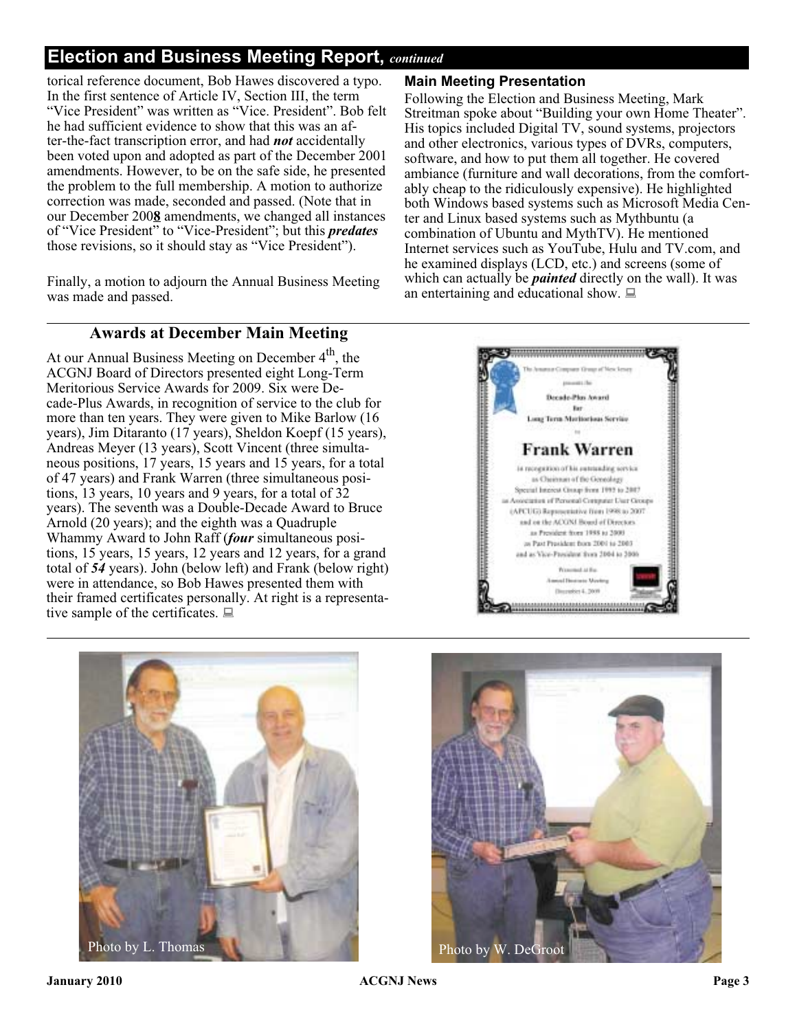## Election and Business Meeting Report, *continued*

torical reference document, Bob Hawes discovered a typo. In the first sentence of Article IV, Section III, the term "Vice President" was written as "Vice. President". Bob felt he had sufficient evidence to show that this was an after-the-fact transcription error, and had ***not*** accidentally been voted upon and adopted as part of the December 2001 amendments. However, to be on the safe side, he presented the problem to the full membership. A motion to authorize correction was made, seconded and passed. (Note that in our December 200**8** amendments, we changed all instances of "Vice President" to "Vice-President"; but this ***predates*** those revisions, so it should stay as "Vice President").

Finally, a motion to adjourn the Annual Business Meeting was made and passed.

### Main Meeting Presentation

Following the Election and Business Meeting, Mark Streitman spoke about "Building your own Home Theater". His topics included Digital TV, sound systems, projectors and other electronics, various types of DVRs, computers, software, and how to put them all together. He covered ambiance (furniture and wall decorations, from the comfortably cheap to the ridiculously expensive). He highlighted both Windows based systems such as Microsoft Media Center and Linux based systems such as Mythbuntu (a combination of Ubuntu and MythTV). He mentioned Internet services such as YouTube, Hulu and TV.com, and he examined displays (LCD, etc.) and screens (some of which can actually be ***painted*** directly on the wall). It was an entertaining and educational show.

## Awards at December Main Meeting

At our Annual Business Meeting on December 4th, the ACGNJ Board of Directors presented eight Long-Term Meritorious Service Awards for 2009. Six were Decade-Plus Awards, in recognition of service to the club for more than ten years. They were given to Mike Barlow (16 years), Jim Ditaranto (17 years), Sheldon Koepf (15 years), Andreas Meyer (13 years), Scott Vincent (three simultaneous positions, 17 years, 15 years and 15 years, for a total of 47 years) and Frank Warren (three simultaneous positions, 13 years, 10 years and 9 years, for a total of 32 years). The seventh was a Double-Decade Award to Bruce Arnold (20 years); and the eighth was a Quadruple Whammy Award to John Raff (***four*** simultaneous positions, 15 years, 15 years, 12 years and 12 years, for a grand total of ***54*** years). John (below left) and Frank (below right) were in attendance, so Bob Hawes presented them with their framed certificates personally. At right is a representative sample of the certificates.

Photo by L. Thomas

Photo by W. DeGroot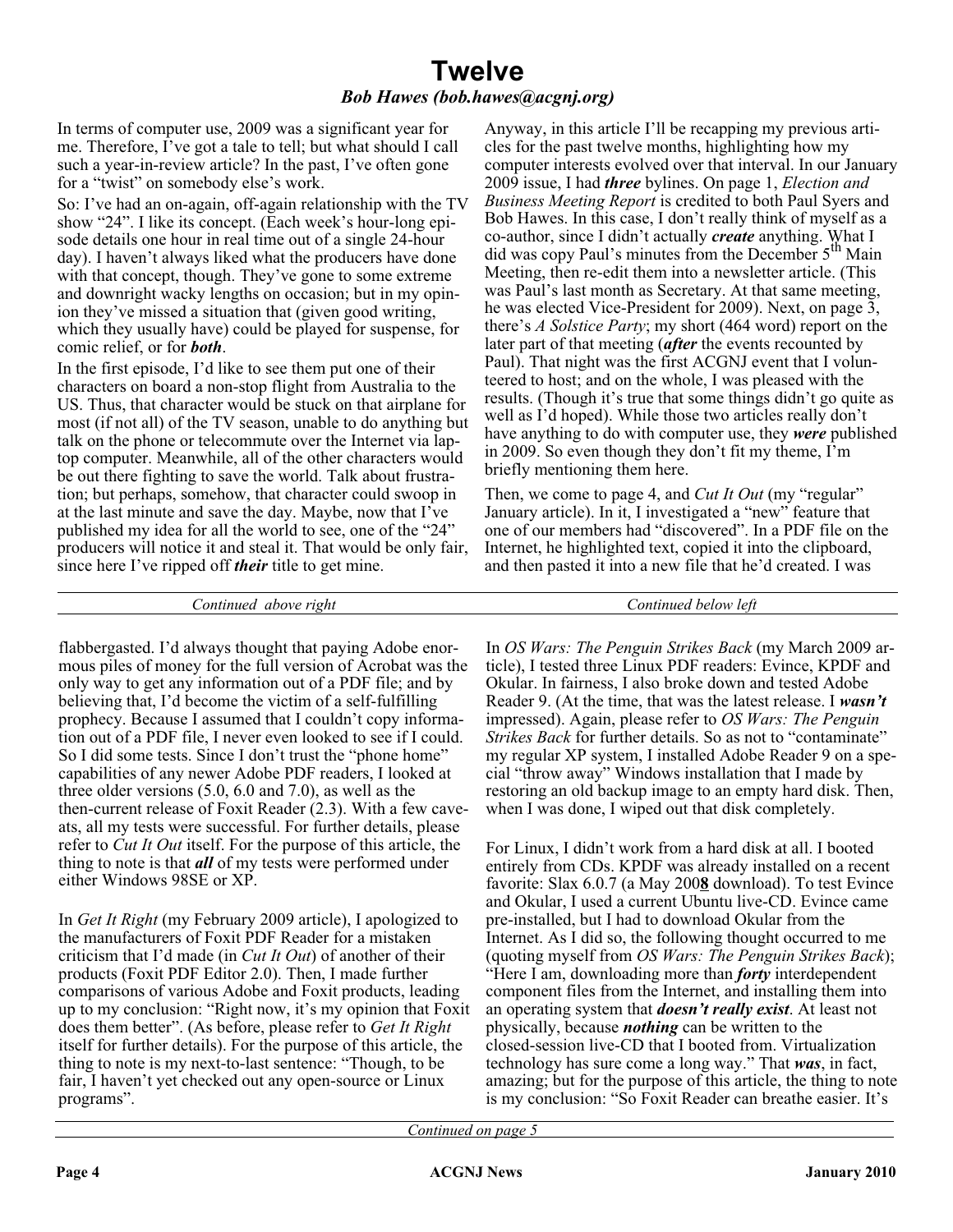# Twelve

***Bob Hawes (bob.hawes@acgnj.org)***

In terms of computer use, 2009 was a significant year for me. Therefore, I've got a tale to tell; but what should I call such a year-in-review article? In the past, I've often gone for a "twist" on somebody else's work.

So: I've had an on-again, off-again relationship with the TV show "24". I like its concept. (Each week's hour-long episode details one hour in real time out of a single 24-hour day). I haven't always liked what the producers have done with that concept, though. They've gone to some extreme and downright wacky lengths on occasion; but in my opinion they've missed a situation that (given good writing, which they usually have) could be played for suspense, for comic relief, or for ***both***.

In the first episode, I'd like to see them put one of their characters on board a non-stop flight from Australia to the US. Thus, that character would be stuck on that airplane for most (if not all) of the TV season, unable to do anything but talk on the phone or telecommute over the Internet via laptop computer. Meanwhile, all of the other characters would be out there fighting to save the world. Talk about frustration; but perhaps, somehow, that character could swoop in at the last minute and save the day. Maybe, now that I've published my idea for all the world to see, one of the "24" producers will notice it and steal it. That would be only fair, since here I've ripped off ***their*** title to get mine.

Anyway, in this article I'll be recapping my previous articles for the past twelve months, highlighting how my computer interests evolved over that interval. In our January 2009 issue, I had ***three*** bylines. On page 1, *Election and Business Meeting Report* is credited to both Paul Syers and Bob Hawes. In this case, I don't really think of myself as a co-author, since I didn't actually ***create*** anything. What I did was copy Paul's minutes from the December 5th Main Meeting, then re-edit them into a newsletter article. (This was Paul's last month as Secretary. At that same meeting, he was elected Vice-President for 2009). Next, on page 3, there's *A Solstice Party*; my short (464 word) report on the later part of that meeting (***after*** the events recounted by Paul). That night was the first ACGNJ event that I volunteered to host; and on the whole, I was pleased with the results. (Though it's true that some things didn't go quite as well as I'd hoped). While those two articles really don't have anything to do with computer use, they ***were*** published in 2009. So even though they don't fit my theme, I'm briefly mentioning them here.

Then, we come to page 4, and *Cut It Out* (my "regular" January article). In it, I investigated a "new" feature that one of our members had "discovered". In a PDF file on the Internet, he highlighted text, copied it into the clipboard, and then pasted it into a new file that he'd created. I was flabbergasted. I'd always thought that paying Adobe enormous piles of money for the full version of Acrobat was the only way to get any information out of a PDF file; and by believing that, I'd become the victim of a self-fulfilling prophecy. Because I assumed that I couldn't copy information out of a PDF file, I never even looked to see if I could. So I did some tests. Since I don't trust the "phone home" capabilities of any newer Adobe PDF readers, I looked at three older versions (5.0, 6.0 and 7.0), as well as the then-current release of Foxit Reader (2.3). With a few caveats, all my tests were successful. For further details, please refer to *Cut It Out* itself. For the purpose of this article, the thing to note is that ***all*** of my tests were performed under either Windows 98SE or XP.

In *Get It Right* (my February 2009 article), I apologized to the manufacturers of Foxit PDF Reader for a mistaken criticism that I'd made (in *Cut It Out*) of another of their products (Foxit PDF Editor 2.0). Then, I made further comparisons of various Adobe and Foxit products, leading up to my conclusion: "Right now, it's my opinion that Foxit does them better". (As before, please refer to *Get It Right* itself for further details). For the purpose of this article, the thing to note is my next-to-last sentence: "Though, to be fair, I haven't yet checked out any open-source or Linux programs".

In *OS Wars: The Penguin Strikes Back* (my March 2009 article), I tested three Linux PDF readers: Evince, KPDF and Okular. In fairness, I also broke down and tested Adobe Reader 9. (At the time, that was the latest release. I ***wasn't*** impressed). Again, please refer to *OS Wars: The Penguin Strikes Back* for further details. So as not to "contaminate" my regular XP system, I installed Adobe Reader 9 on a special "throw away" Windows installation that I made by restoring an old backup image to an empty hard disk. Then, when I was done, I wiped out that disk completely.

For Linux, I didn't work from a hard disk at all. I booted entirely from CDs. KPDF was already installed on a recent favorite: Slax 6.0.7 (a May 200**8** download). To test Evince and Okular, I used a current Ubuntu live-CD. Evince came pre-installed, but I had to download Okular from the Internet. As I did so, the following thought occurred to me (quoting myself from *OS Wars: The Penguin Strikes Back*); "Here I am, downloading more than ***forty*** interdependent component files from the Internet, and installing them into an operating system that ***doesn't really exist***. At least not physically, because ***nothing*** can be written to the closed-session live-CD that I booted from. Virtualization technology has sure come a long way." That ***was***, in fact, amazing; but for the purpose of this article, the thing to note is my conclusion: "So Foxit Reader can breathe easier. It's

*Continued on page 5*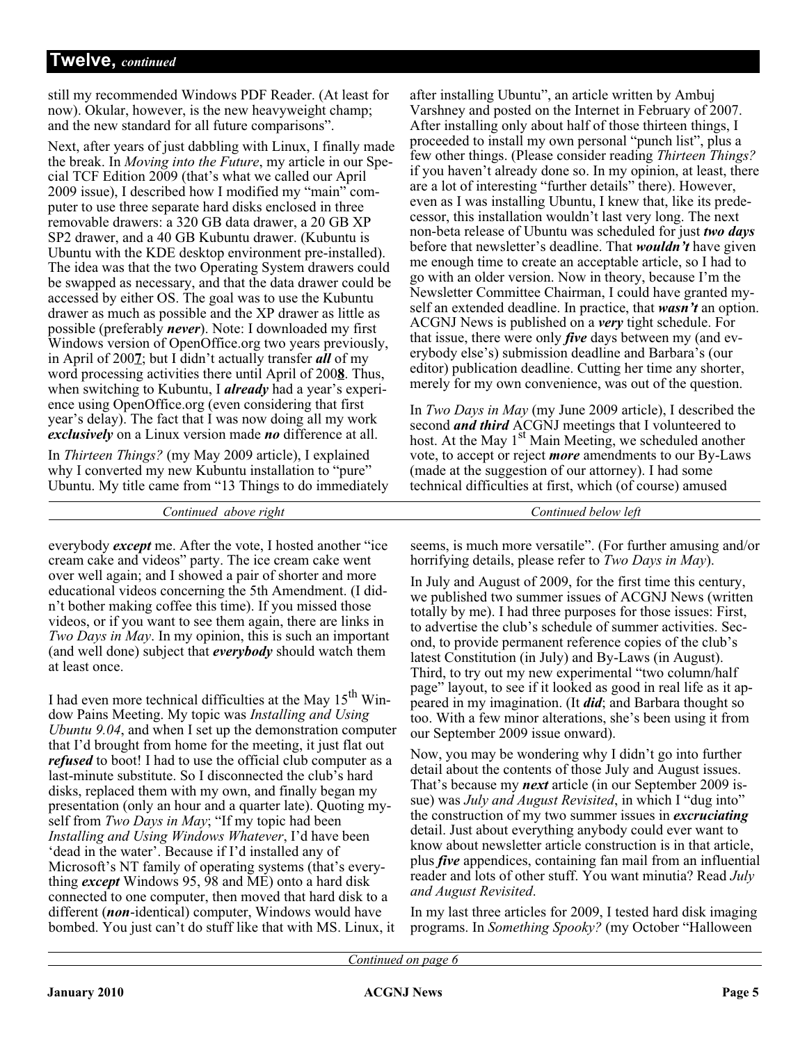## Twelve, *continued*

still my recommended Windows PDF Reader. (At least for now). Okular, however, is the new heavyweight champ; and the new standard for all future comparisons".

Next, after years of just dabbling with Linux, I finally made the break. In *Moving into the Future*, my article in our Special TCF Edition 2009 (that's what we called our April 2009 issue), I described how I modified my "main" computer to use three separate hard disks enclosed in three removable drawers: a 320 GB data drawer, a 20 GB XP SP2 drawer, and a 40 GB Kubuntu drawer. (Kubuntu is Ubuntu with the KDE desktop environment pre-installed). The idea was that the two Operating System drawers could be swapped as necessary, and that the data drawer could be accessed by either OS. The goal was to use the Kubuntu drawer as much as possible and the XP drawer as little as possible (preferably ***never***). Note: I downloaded my first Windows version of OpenOffice.org two years previously, in April of 200**7**; but I didn't actually transfer ***all*** of my word processing activities there until April of 200**8**. Thus, when switching to Kubuntu, I ***already*** had a year's experience using OpenOffice.org (even considering that first year's delay). The fact that I was now doing all my work ***exclusively*** on a Linux version made ***no*** difference at all.

In *Thirteen Things?* (my May 2009 article), I explained why I converted my new Kubuntu installation to "pure" Ubuntu. My title came from "13 Things to do immediately after installing Ubuntu", an article written by Ambuj Varshney and posted on the Internet in February of 2007. After installing only about half of those thirteen things, I proceeded to install my own personal "punch list", plus a few other things. (Please consider reading *Thirteen Things?* if you haven't already done so. In my opinion, at least, there are a lot of interesting "further details" there). However, even as I was installing Ubuntu, I knew that, like its predecessor, this installation wouldn't last very long. The next non-beta release of Ubuntu was scheduled for just ***two days*** before that newsletter's deadline. That ***wouldn't*** have given me enough time to create an acceptable article, so I had to go with an older version. Now in theory, because I'm the Newsletter Committee Chairman, I could have granted myself an extended deadline. In practice, that ***wasn't*** an option. ACGNJ News is published on a ***very*** tight schedule. For that issue, there were only ***five*** days between my (and everybody else's) submission deadline and Barbara's (our editor) publication deadline. Cutting her time any shorter, merely for my own convenience, was out of the question.

In *Two Days in May* (my June 2009 article), I described the second ***and third*** ACGNJ meetings that I volunteered to host. At the May 1st Main Meeting, we scheduled another vote, to accept or reject ***more*** amendments to our By-Laws (made at the suggestion of our attorney). I had some technical difficulties at first, which (of course) amused everybody ***except*** me. After the vote, I hosted another "ice cream cake and videos" party. The ice cream cake went over well again; and I showed a pair of shorter and more educational videos concerning the 5th Amendment. (I didn't bother making coffee this time). If you missed those videos, or if you want to see them again, there are links in *Two Days in May*. In my opinion, this is such an important (and well done) subject that ***everybody*** should watch them at least once.

I had even more technical difficulties at the May 15th Window Pains Meeting. My topic was *Installing and Using Ubuntu 9.04*, and when I set up the demonstration computer that I'd brought from home for the meeting, it just flat out ***refused*** to boot! I had to use the official club computer as a last-minute substitute. So I disconnected the club's hard disks, replaced them with my own, and finally began my presentation (only an hour and a quarter late). Quoting myself from *Two Days in May*; "If my topic had been *Installing and Using Windows Whatever*, I'd have been 'dead in the water'. Because if I'd installed any of Microsoft's NT family of operating systems (that's everything ***except*** Windows 95, 98 and ME) onto a hard disk connected to one computer, then moved that hard disk to a different (***non***-identical) computer, Windows would have bombed. You just can't do stuff like that with MS. Linux, it seems, is much more versatile". (For further amusing and/or horrifying details, please refer to *Two Days in May*).

In July and August of 2009, for the first time this century, we published two summer issues of ACGNJ News (written totally by me). I had three purposes for those issues: First, to advertise the club's schedule of summer activities. Second, to provide permanent reference copies of the club's latest Constitution (in July) and By-Laws (in August). Third, to try out my new experimental "two column/half page" layout, to see if it looked as good in real life as it appeared in my imagination. (It ***did***; and Barbara thought so too. With a few minor alterations, she's been using it from our September 2009 issue onward).

Now, you may be wondering why I didn't go into further detail about the contents of those July and August issues. That's because my ***next*** article (in our September 2009 issue) was *July and August Revisited*, in which I "dug into" the construction of my two summer issues in ***excruciating*** detail. Just about everything anybody could ever want to know about newsletter article construction is in that article, plus ***five*** appendices, containing fan mail from an influential reader and lots of other stuff. You want minutia? Read *July and August Revisited*.

In my last three articles for 2009, I tested hard disk imaging programs. In *Something Spooky?* (my October "Halloween

*Continued on page 6*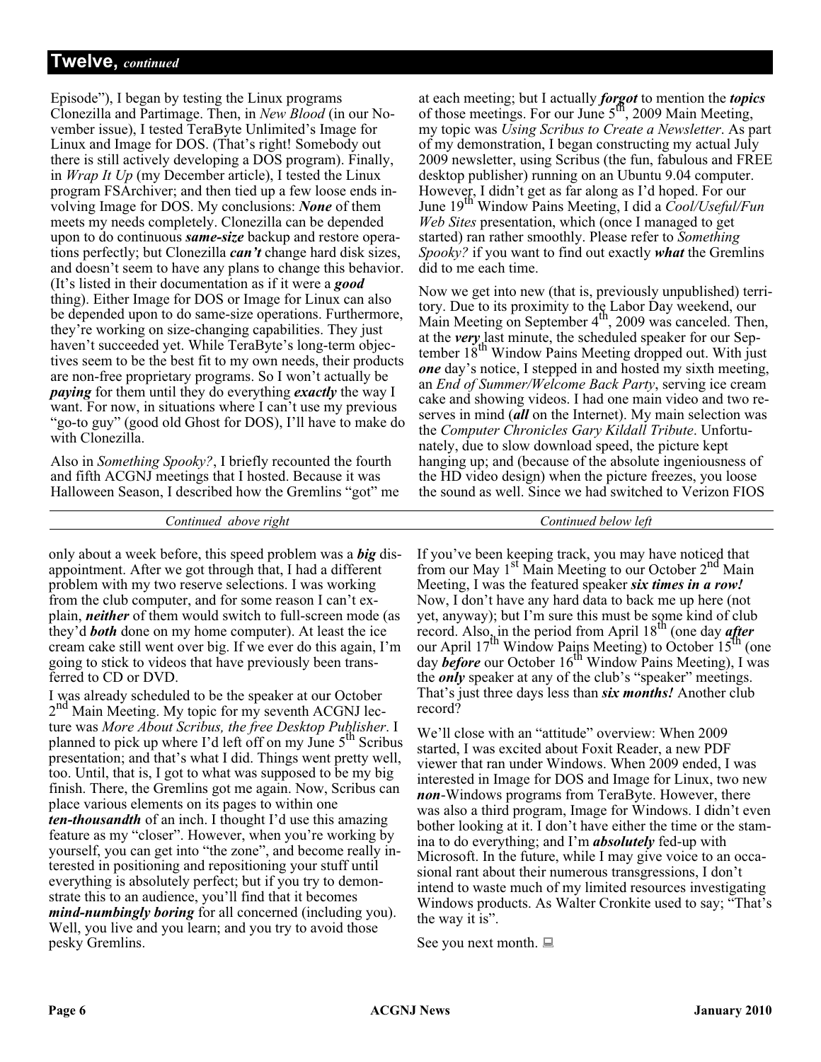## Twelve, *continued*

Episode"), I began by testing the Linux programs Clonezilla and Partimage. Then, in *New Blood* (in our November issue), I tested TeraByte Unlimited's Image for Linux and Image for DOS. (That's right! Somebody out there is still actively developing a DOS program). Finally, in *Wrap It Up* (my December article), I tested the Linux program FSArchiver; and then tied up a few loose ends involving Image for DOS. My conclusions: ***None*** of them meets my needs completely. Clonezilla can be depended upon to do continuous ***same-size*** backup and restore operations perfectly; but Clonezilla ***can't*** change hard disk sizes, and doesn't seem to have any plans to change this behavior. (It's listed in their documentation as if it were a ***good*** thing). Either Image for DOS or Image for Linux can also be depended upon to do same-size operations. Furthermore, they're working on size-changing capabilities. They just haven't succeeded yet. While TeraByte's long-term objectives seem to be the best fit to my own needs, their products are non-free proprietary programs. So I won't actually be ***paying*** for them until they do everything ***exactly*** the way I want. For now, in situations where I can't use my previous "go-to guy" (good old Ghost for DOS), I'll have to make do with Clonezilla.

Also in *Something Spooky?*, I briefly recounted the fourth and fifth ACGNJ meetings that I hosted. Because it was Halloween Season, I described how the Gremlins "got" me at each meeting; but I actually ***forgot*** to mention the ***topics*** of those meetings. For our June 5th, 2009 Main Meeting, my topic was *Using Scribus to Create a Newsletter*. As part of my demonstration, I began constructing my actual July 2009 newsletter, using Scribus (the fun, fabulous and FREE desktop publisher) running on an Ubuntu 9.04 computer. However, I didn't get as far along as I'd hoped. For our June 19th Window Pains Meeting, I did a *Cool/Useful/Fun Web Sites* presentation, which (once I managed to get started) ran rather smoothly. Please refer to *Something Spooky?* if you want to find out exactly ***what*** the Gremlins did to me each time.

Now we get into new (that is, previously unpublished) territory. Due to its proximity to the Labor Day weekend, our Main Meeting on September 4th, 2009 was canceled. Then, at the ***very*** last minute, the scheduled speaker for our September 18th Window Pains Meeting dropped out. With just ***one*** day's notice, I stepped in and hosted my sixth meeting, an *End of Summer/Welcome Back Party*, serving ice cream cake and showing videos. I had one main video and two reserves in mind (***all*** on the Internet). My main selection was the *Computer Chronicles Gary Kildall Tribute*. Unfortunately, due to slow download speed, the picture kept hanging up; and (because of the absolute ingeniousness of the HD video design) when the picture freezes, you loose the sound as well. Since we had switched to Verizon FIOS only about a week before, this speed problem was a ***big*** disappointment. After we got through that, I had a different problem with my two reserve selections. I was working from the club computer, and for some reason I can't explain, ***neither*** of them would switch to full-screen mode (as they'd ***both*** done on my home computer). At least the ice cream cake still went over big. If we ever do this again, I'm going to stick to videos that have previously been transferred to CD or DVD.

I was already scheduled to be the speaker at our October 2nd Main Meeting. My topic for my seventh ACGNJ lecture was *More About Scribus, the free Desktop Publisher*. I planned to pick up where I'd left off on my June 5th Scribus presentation; and that's what I did. Things went pretty well, too. Until, that is, I got to what was supposed to be my big finish. There, the Gremlins got me again. Now, Scribus can place various elements on its pages to within one ***ten-thousandth*** of an inch. I thought I'd use this amazing feature as my "closer". However, when you're working by yourself, you can get into "the zone", and become really interested in positioning and repositioning your stuff until everything is absolutely perfect; but if you try to demonstrate this to an audience, you'll find that it becomes ***mind-numbingly boring*** for all concerned (including you). Well, you live and you learn; and you try to avoid those pesky Gremlins.

If you've been keeping track, you may have noticed that from our May 1st Main Meeting to our October 2nd Main Meeting, I was the featured speaker ***six times in a row!*** Now, I don't have any hard data to back me up here (not yet, anyway); but I'm sure this must be some kind of club record. Also, in the period from April 18th (one day ***after*** our April 17th Window Pains Meeting) to October 15th (one day ***before*** our October 16th Window Pains Meeting), I was the ***only*** speaker at any of the club's "speaker" meetings. That's just three days less than ***six months!*** Another club record?

We'll close with an "attitude" overview: When 2009 started, I was excited about Foxit Reader, a new PDF viewer that ran under Windows. When 2009 ended, I was interested in Image for DOS and Image for Linux, two new ***non***-Windows programs from TeraByte. However, there was also a third program, Image for Windows. I didn't even bother looking at it. I don't have either the time or the stamina to do everything; and I'm ***absolutely*** fed-up with Microsoft. In the future, while I may give voice to an occasional rant about their numerous transgressions, I don't intend to waste much of my limited resources investigating Windows products. As Walter Cronkite used to say; "That's the way it is".

See you next month. 💻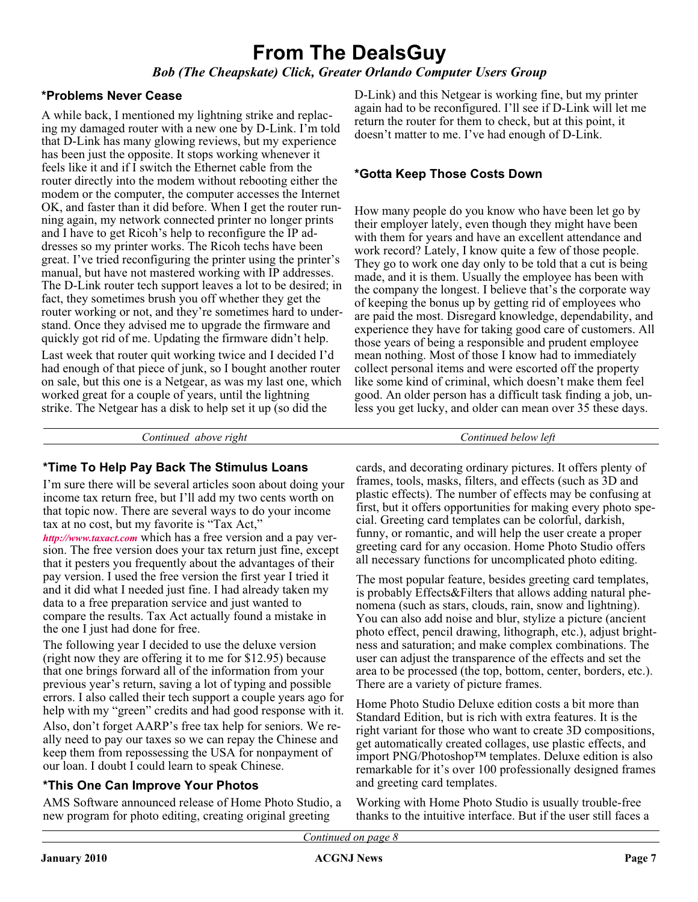# From The DealsGuy

*Bob (The Cheapskate) Click, Greater Orlando Computer Users Group*

### *Problems Never Cease

A while back, I mentioned my lightning strike and replacing my damaged router with a new one by D-Link. I'm told that D-Link has many glowing reviews, but my experience has been just the opposite. It stops working whenever it feels like it and if I switch the Ethernet cable from the router directly into the modem without rebooting either the modem or the computer, the computer accesses the Internet OK, and faster than it did before. When I get the router running again, my network connected printer no longer prints and I have to get Ricoh's help to reconfigure the IP addresses so my printer works. The Ricoh techs have been great. I've tried reconfiguring the printer using the printer's manual, but have not mastered working with IP addresses. The D-Link router tech support leaves a lot to be desired; in fact, they sometimes brush you off whether they get the router working or not, and they're sometimes hard to understand. Once they advised me to upgrade the firmware and quickly got rid of me. Updating the firmware didn't help.

Last week that router quit working twice and I decided I'd had enough of that piece of junk, so I bought another router on sale, but this one is a Netgear, as was my last one, which worked great for a couple of years, until the lightning strike. The Netgear has a disk to help set it up (so did the D-Link) and this Netgear is working fine, but my printer again had to be reconfigured. I'll see if D-Link will let me return the router for them to check, but at this point, it doesn't matter to me. I've had enough of D-Link.

### *Gotta Keep Those Costs Down

How many people do you know who have been let go by their employer lately, even though they might have been with them for years and have an excellent attendance and work record? Lately, I know quite a few of those people. They go to work one day only to be told that a cut is being made, and it is them. Usually the employee has been with the company the longest. I believe that's the corporate way of keeping the bonus up by getting rid of employees who are paid the most. Disregard knowledge, dependability, and experience they have for taking good care of customers. All those years of being a responsible and prudent employee mean nothing. Most of those I know had to immediately collect personal items and were escorted off the property like some kind of criminal, which doesn't make them feel good. An older person has a difficult task finding a job, unless you get lucky, and older can mean over 35 these days.

### *Time To Help Pay Back The Stimulus Loans

I'm sure there will be several articles soon about doing your income tax return free, but I'll add my two cents worth on that topic now. There are several ways to do your income tax at no cost, but my favorite is "Tax Act," *http://www.taxact.com* which has a free version and a pay version. The free version does your tax return just fine, except that it pesters you frequently about the advantages of their pay version. I used the free version the first year I tried it and it did what I needed just fine. I had already taken my data to a free preparation service and just wanted to compare the results. Tax Act actually found a mistake in the one I just had done for free.

The following year I decided to use the deluxe version (right now they are offering it to me for $12.95) because that one brings forward all of the information from your previous year's return, saving a lot of typing and possible errors. I also called their tech support a couple years ago for help with my "green" credits and had good response with it.

Also, don't forget AARP's free tax help for seniors. We really need to pay our taxes so we can repay the Chinese and keep them from repossessing the USA for nonpayment of our loan. I doubt I could learn to speak Chinese.

### *This One Can Improve Your Photos

AMS Software announced release of Home Photo Studio, a new program for photo editing, creating original greeting cards, and decorating ordinary pictures. It offers plenty of frames, tools, masks, filters, and effects (such as 3D and plastic effects). The number of effects may be confusing at first, but it offers opportunities for making every photo special. Greeting card templates can be colorful, darkish, funny, or romantic, and will help the user create a proper greeting card for any occasion. Home Photo Studio offers all necessary functions for uncomplicated photo editing.

The most popular feature, besides greeting card templates, is probably Effects&Filters that allows adding natural phenomena (such as stars, clouds, rain, snow and lightning). You can also add noise and blur, stylize a picture (ancient photo effect, pencil drawing, lithograph, etc.), adjust brightness and saturation; and make complex combinations. The user can adjust the transparence of the effects and set the area to be processed (the top, bottom, center, borders, etc.). There are a variety of picture frames.

Home Photo Studio Deluxe edition costs a bit more than Standard Edition, but is rich with extra features. It is the right variant for those who want to create 3D compositions, get automatically created collages, use plastic effects, and import PNG/Photoshop™ templates. Deluxe edition is also remarkable for it's over 100 professionally designed frames and greeting card templates.

Working with Home Photo Studio is usually trouble-free thanks to the intuitive interface. But if the user still faces a

*Continued on page 8*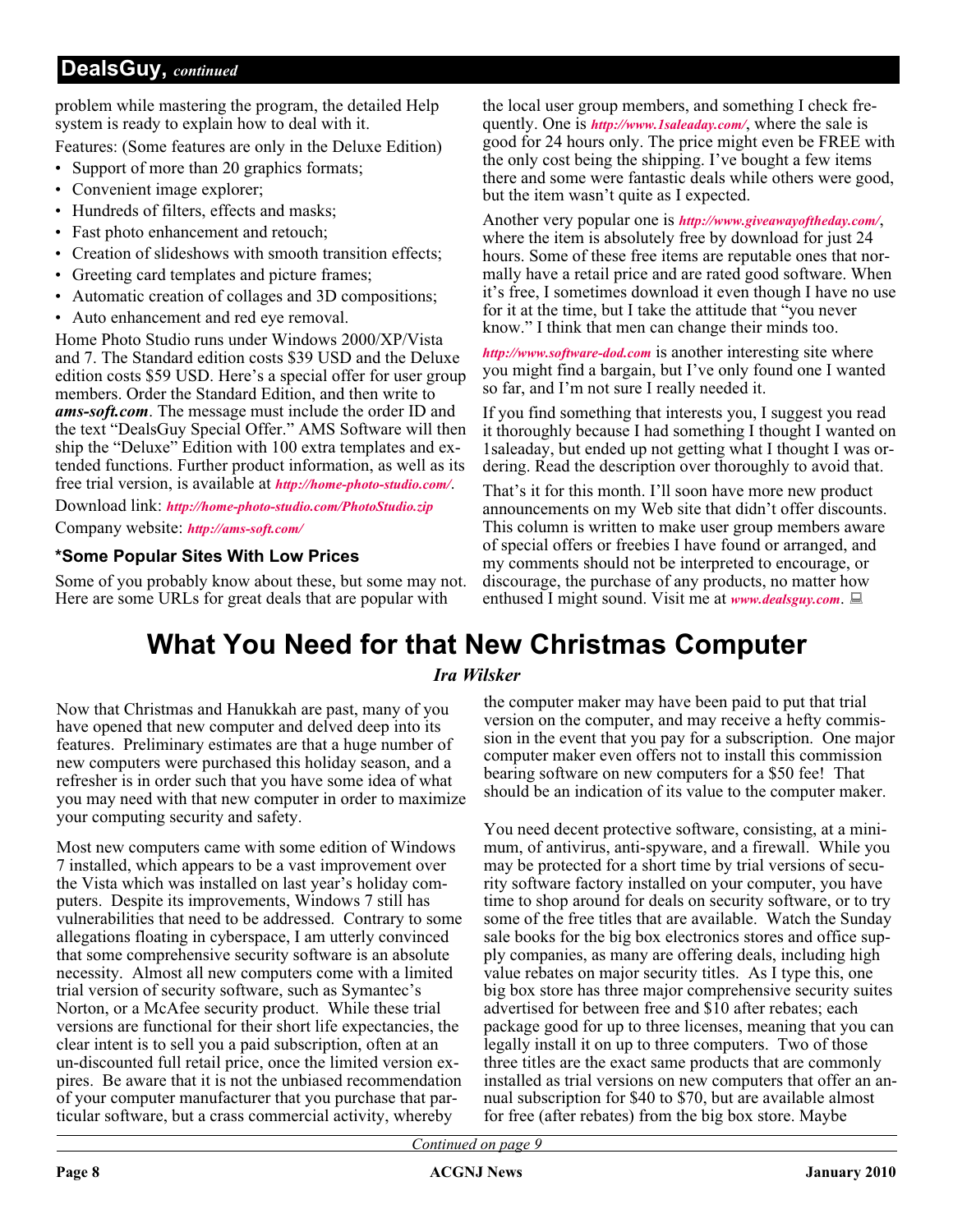## DealsGuy, *continued*

problem while mastering the program, the detailed Help system is ready to explain how to deal with it.

Features: (Some features are only in the Deluxe Edition)

- Support of more than 20 graphics formats;
- Convenient image explorer;
- Hundreds of filters, effects and masks;
- Fast photo enhancement and retouch;
- Creation of slideshows with smooth transition effects;
- Greeting card templates and picture frames;
- Automatic creation of collages and 3D compositions;
- Auto enhancement and red eye removal.

Home Photo Studio runs under Windows 2000/XP/Vista and 7. The Standard edition costs $39 USD and the Deluxe edition costs $59 USD. Here's a special offer for user group members. Order the Standard Edition, and then write to ***ams-soft.com***. The message must include the order ID and the text "DealsGuy Special Offer." AMS Software will then ship the "Deluxe" Edition with 100 extra templates and extended functions. Further product information, as well as its free trial version, is available at ***http://home-photo-studio.com/***.

Download link: ***http://home-photo-studio.com/PhotoStudio.zip***

Company website: ***http://ams-soft.com/***

### *Some Popular Sites With Low Prices

Some of you probably know about these, but some may not. Here are some URLs for great deals that are popular with the local user group members, and something I check frequently. One is ***http://www.1saleaday.com/***, where the sale is good for 24 hours only. The price might even be FREE with the only cost being the shipping. I've bought a few items there and some were fantastic deals while others were good, but the item wasn't quite as I expected.

Another very popular one is ***http://www.giveawayoftheday.com/***, where the item is absolutely free by download for just 24 hours. Some of these free items are reputable ones that normally have a retail price and are rated good software. When it's free, I sometimes download it even though I have no use for it at the time, but I take the attitude that "you never know." I think that men can change their minds too.

***http://www.software-dod.com*** is another interesting site where you might find a bargain, but I've only found one I wanted so far, and I'm not sure I really needed it.

If you find something that interests you, I suggest you read it thoroughly because I had something I thought I wanted on 1saleaday, but ended up not getting what I thought I was ordering. Read the description over thoroughly to avoid that.

That's it for this month. I'll soon have more new product announcements on my Web site that didn't offer discounts. This column is written to make user group members aware of special offers or freebies I have found or arranged, and my comments should not be interpreted to encourage, or discourage, the purchase of any products, no matter how enthused I might sound. Visit me at ***www.dealsguy.com***.

# What You Need for that New Christmas Computer

***Ira Wilsker***

Now that Christmas and Hanukkah are past, many of you have opened that new computer and delved deep into its features. Preliminary estimates are that a huge number of new computers were purchased this holiday season, and a refresher is in order such that you have some idea of what you may need with that new computer in order to maximize your computing security and safety.

Most new computers came with some edition of Windows 7 installed, which appears to be a vast improvement over the Vista which was installed on last year's holiday computers. Despite its improvements, Windows 7 still has vulnerabilities that need to be addressed. Contrary to some allegations floating in cyberspace, I am utterly convinced that some comprehensive security software is an absolute necessity. Almost all new computers come with a limited trial version of security software, such as Symantec's Norton, or a McAfee security product. While these trial versions are functional for their short life expectancies, the clear intent is to sell you a paid subscription, often at an un-discounted full retail price, once the limited version expires. Be aware that it is not the unbiased recommendation of your computer manufacturer that you purchase that particular software, but a crass commercial activity, whereby the computer maker may have been paid to put that trial version on the computer, and may receive a hefty commission in the event that you pay for a subscription. One major computer maker even offers not to install this commission bearing software on new computers for a $50 fee! That should be an indication of its value to the computer maker.

You need decent protective software, consisting, at a minimum, of antivirus, anti-spyware, and a firewall. While you may be protected for a short time by trial versions of security software factory installed on your computer, you have time to shop around for deals on security software, or to try some of the free titles that are available. Watch the Sunday sale books for the big box electronics stores and office supply companies, as many are offering deals, including high value rebates on major security titles. As I type this, one big box store has three major comprehensive security suites advertised for between free and $10 after rebates; each package good for up to three licenses, meaning that you can legally install it on up to three computers. Two of those three titles are the exact same products that are commonly installed as trial versions on new computers that offer an annual subscription for $40 to $70, but are available almost for free (after rebates) from the big box store. Maybe

*Continued on page 9*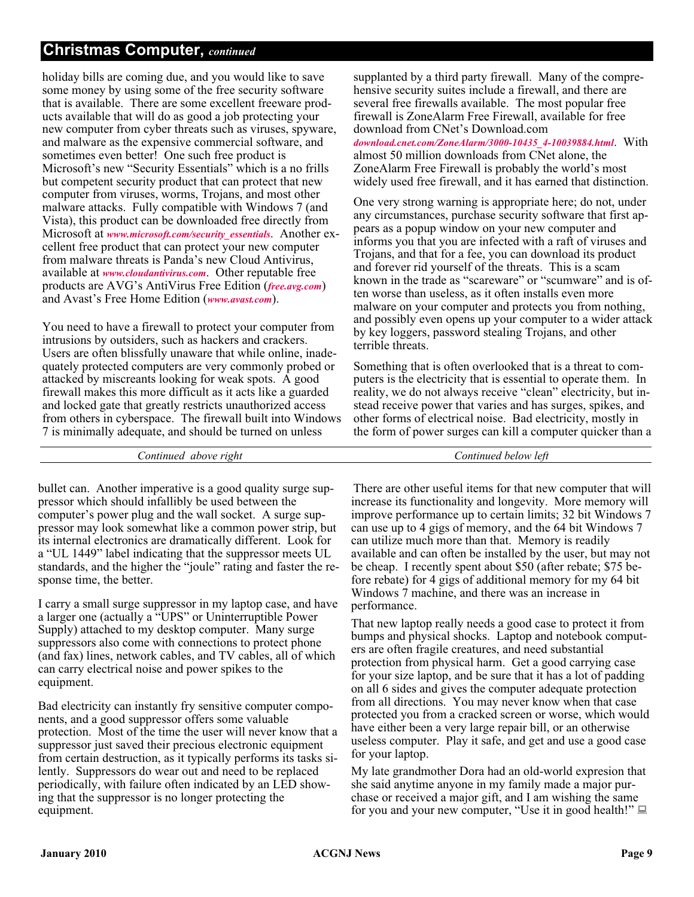## Christmas Computer, *continued*

holiday bills are coming due, and you would like to save some money by using some of the free security software that is available. There are some excellent freeware products available that will do as good a job protecting your new computer from cyber threats such as viruses, spyware, and malware as the expensive commercial software, and sometimes even better! One such free product is Microsoft's new "Security Essentials" which is a no frills but competent security product that can protect that new computer from viruses, worms, Trojans, and most other malware attacks. Fully compatible with Windows 7 (and Vista), this product can be downloaded free directly from Microsoft at *www.microsoft.com/security_essentials*. Another excellent free product that can protect your new computer from malware threats is Panda's new Cloud Antivirus, available at *www.cloudantivirus.com*. Other reputable free products are AVG's AntiVirus Free Edition (*free.avg.com*) and Avast's Free Home Edition (*www.avast.com*).

You need to have a firewall to protect your computer from intrusions by outsiders, such as hackers and crackers. Users are often blissfully unaware that while online, inadequately protected computers are very commonly probed or attacked by miscreants looking for weak spots. A good firewall makes this more difficult as it acts like a guarded and locked gate that greatly restricts unauthorized access from others in cyberspace. The firewall built into Windows 7 is minimally adequate, and should be turned on unless supplanted by a third party firewall. Many of the comprehensive security suites include a firewall, and there are several free firewalls available. The most popular free firewall is ZoneAlarm Free Firewall, available for free download from CNet's Download.com *download.cnet.com/ZoneAlarm/3000-10435_4-10039884.html*. With almost 50 million downloads from CNet alone, the ZoneAlarm Free Firewall is probably the world's most widely used free firewall, and it has earned that distinction.

One very strong warning is appropriate here; do not, under any circumstances, purchase security software that first appears as a popup window on your new computer and informs you that you are infected with a raft of viruses and Trojans, and that for a fee, you can download its product and forever rid yourself of the threats. This is a scam known in the trade as "scareware" or "scumware" and is often worse than useless, as it often installs even more malware on your computer and protects you from nothing, and possibly even opens up your computer to a wider attack by key loggers, password stealing Trojans, and other terrible threats.

Something that is often overlooked that is a threat to computers is the electricity that is essential to operate them. In reality, we do not always receive "clean" electricity, but instead receive power that varies and has surges, spikes, and other forms of electrical noise. Bad electricity, mostly in the form of power surges can kill a computer quicker than a bullet can. Another imperative is a good quality surge suppressor which should infallibly be used between the computer's power plug and the wall socket. A surge suppressor may look somewhat like a common power strip, but its internal electronics are dramatically different. Look for a "UL 1449" label indicating that the suppressor meets UL standards, and the higher the "joule" rating and faster the response time, the better.

I carry a small surge suppressor in my laptop case, and have a larger one (actually a "UPS" or Uninterruptible Power Supply) attached to my desktop computer. Many surge suppressors also come with connections to protect phone (and fax) lines, network cables, and TV cables, all of which can carry electrical noise and power spikes to the equipment.

Bad electricity can instantly fry sensitive computer components, and a good suppressor offers some valuable protection. Most of the time the user will never know that a suppressor just saved their precious electronic equipment from certain destruction, as it typically performs its tasks silently. Suppressors do wear out and need to be replaced periodically, with failure often indicated by an LED showing that the suppressor is no longer protecting the equipment.

There are other useful items for that new computer that will increase its functionality and longevity. More memory will improve performance up to certain limits; 32 bit Windows 7 can use up to 4 gigs of memory, and the 64 bit Windows 7 can utilize much more than that. Memory is readily available and can often be installed by the user, but may not be cheap. I recently spent about $50 (after rebate; $75 before rebate) for 4 gigs of additional memory for my 64 bit Windows 7 machine, and there was an increase in performance.

That new laptop really needs a good case to protect it from bumps and physical shocks. Laptop and notebook computers are often fragile creatures, and need substantial protection from physical harm. Get a good carrying case for your size laptop, and be sure that it has a lot of padding on all 6 sides and gives the computer adequate protection from all directions. You may never know when that case protected you from a cracked screen or worse, which would have either been a very large repair bill, or an otherwise useless computer. Play it safe, and get and use a good case for your laptop.

My late grandmother Dora had an old-world expresion that she said anytime anyone in my family made a major purchase or received a major gift, and I am wishing the same for you and your new computer, "Use it in good health!"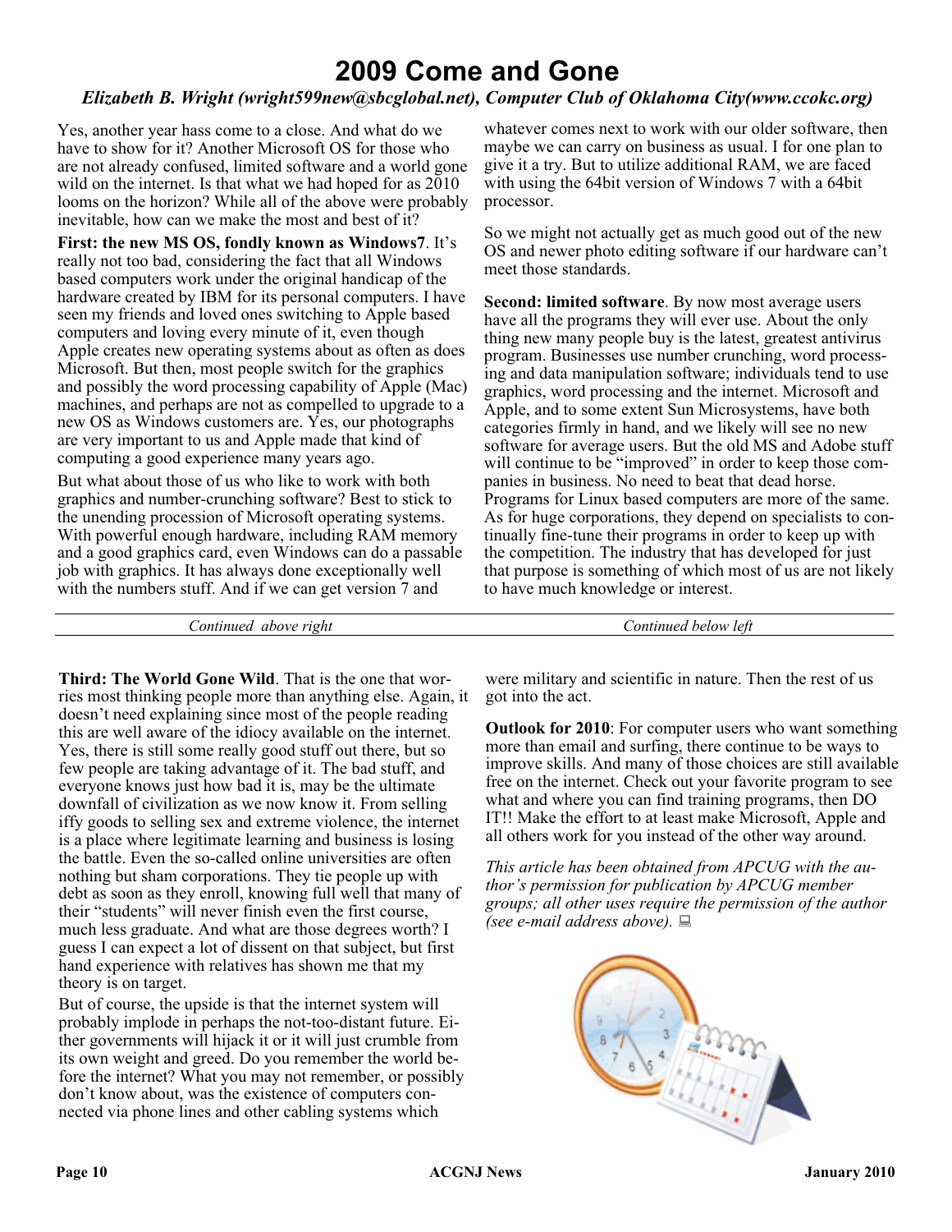# 2009 Come and Gone

*Elizabeth B. Wright (wright599new@sbcglobal.net), Computer Club of Oklahoma City(www.ccokc.org)*

Yes, another year hass come to a close. And what do we have to show for it? Another Microsoft OS for those who are not already confused, limited software and a world gone wild on the internet. Is that what we had hoped for as 2010 looms on the horizon? While all of the above were probably inevitable, how can we make the most and best of it?

**First: the new MS OS, fondly known as Windows7**. It's really not too bad, considering the fact that all Windows based computers work under the original handicap of the hardware created by IBM for its personal computers. I have seen my friends and loved ones switching to Apple based computers and loving every minute of it, even though Apple creates new operating systems about as often as does Microsoft. But then, most people switch for the graphics and possibly the word processing capability of Apple (Mac) machines, and perhaps are not as compelled to upgrade to a new OS as Windows customers are. Yes, our photographs are very important to us and Apple made that kind of computing a good experience many years ago.

But what about those of us who like to work with both graphics and number-crunching software? Best to stick to the unending procession of Microsoft operating systems. With powerful enough hardware, including RAM memory and a good graphics card, even Windows can do a passable job with graphics. It has always done exceptionally well with the numbers stuff. And if we can get version 7 and whatever comes next to work with our older software, then maybe we can carry on business as usual. I for one plan to give it a try. But to utilize additional RAM, we are faced with using the 64bit version of Windows 7 with a 64bit processor.

So we might not actually get as much good out of the new OS and newer photo editing software if our hardware can't meet those standards.

**Second: limited software**. By now most average users have all the programs they will ever use. About the only thing new many people buy is the latest, greatest antivirus program. Businesses use number crunching, word processing and data manipulation software; individuals tend to use graphics, word processing and the internet. Microsoft and Apple, and to some extent Sun Microsystems, have both categories firmly in hand, and we likely will see no new software for average users. But the old MS and Adobe stuff will continue to be "improved" in order to keep those companies in business. No need to beat that dead horse. Programs for Linux based computers are more of the same. As for huge corporations, they depend on specialists to continually fine-tune their programs in order to keep up with the competition. The industry that has developed for just that purpose is something of which most of us are not likely to have much knowledge or interest.

**Third: The World Gone Wild**. That is the one that worries most thinking people more than anything else. Again, it doesn't need explaining since most of the people reading this are well aware of the idiocy available on the internet. Yes, there is still some really good stuff out there, but so few people are taking advantage of it. The bad stuff, and everyone knows just how bad it is, may be the ultimate downfall of civilization as we now know it. From selling iffy goods to selling sex and extreme violence, the internet is a place where legitimate learning and business is losing the battle. Even the so-called online universities are often nothing but sham corporations. They tie people up with debt as soon as they enroll, knowing full well that many of their "students" will never finish even the first course, much less graduate. And what are those degrees worth? I guess I can expect a lot of dissent on that subject, but first hand experience with relatives has shown me that my theory is on target.

But of course, the upside is that the internet system will probably implode in perhaps the not-too-distant future. Either governments will hijack it or it will just crumble from its own weight and greed. Do you remember the world before the internet? What you may not remember, or possibly don't know about, was the existence of computers connected via phone lines and other cabling systems which were military and scientific in nature. Then the rest of us got into the act.

**Outlook for 2010**: For computer users who want something more than email and surfing, there continue to be ways to improve skills. And many of those choices are still available free on the internet. Check out your favorite program to see what and where you can find training programs, then DO IT!! Make the effort to at least make Microsoft, Apple and all others work for you instead of the other way around.

*This article has been obtained from APCUG with the author's permission for publication by APCUG member groups; all other uses require the permission of the author (see e-mail address above).*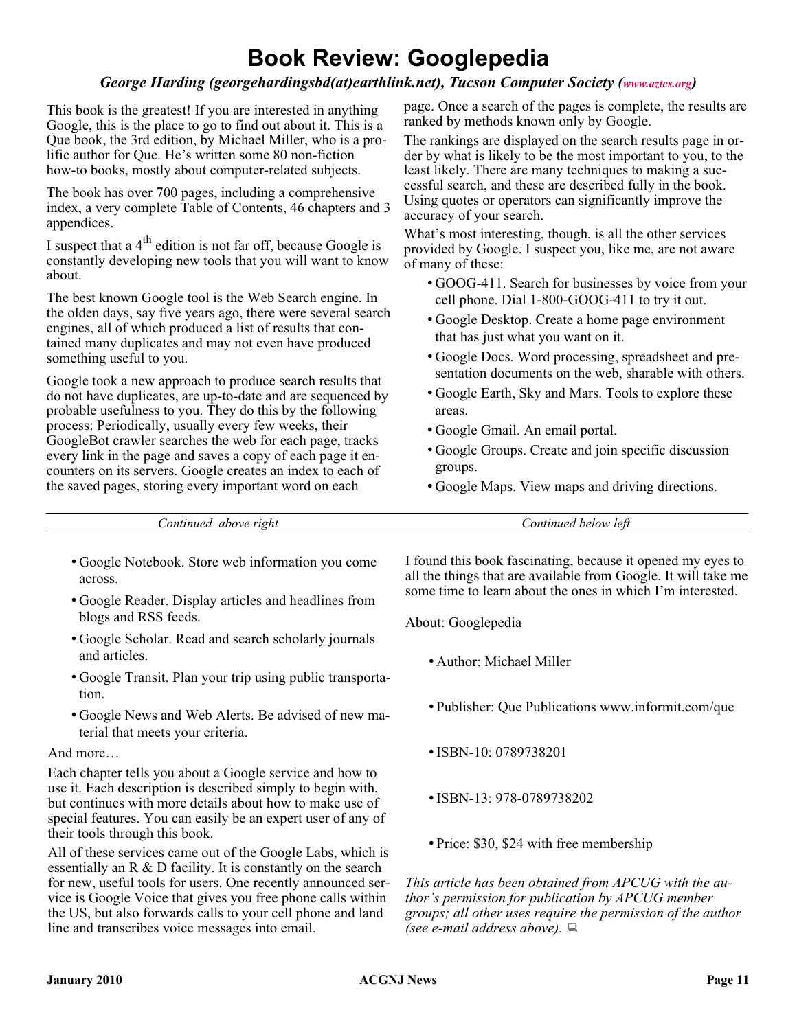# Book Review: Googlepedia

*George Harding (georgehardingsbd(at)earthlink.net), Tucson Computer Society (www.aztcs.org)*

This book is the greatest! If you are interested in anything Google, this is the place to go to find out about it. This is a Que book, the 3rd edition, by Michael Miller, who is a prolific author for Que. He's written some 80 non-fiction how-to books, mostly about computer-related subjects.

The book has over 700 pages, including a comprehensive index, a very complete Table of Contents, 46 chapters and 3 appendices.

I suspect that a 4th edition is not far off, because Google is constantly developing new tools that you will want to know about.

The best known Google tool is the Web Search engine. In the olden days, say five years ago, there were several search engines, all of which produced a list of results that contained many duplicates and may not even have produced something useful to you.

Google took a new approach to produce search results that do not have duplicates, are up-to-date and are sequenced by probable usefulness to you. They do this by the following process: Periodically, usually every few weeks, their GoogleBot crawler searches the web for each page, tracks every link in the page and saves a copy of each page it encounters on its servers. Google creates an index to each of the saved pages, storing every important word on each page. Once a search of the pages is complete, the results are ranked by methods known only by Google.

The rankings are displayed on the search results page in order by what is likely to be the most important to you, to the least likely. There are many techniques to making a successful search, and these are described fully in the book. Using quotes or operators can significantly improve the accuracy of your search.

What's most interesting, though, is all the other services provided by Google. I suspect you, like me, are not aware of many of these:

- GOOG-411. Search for businesses by voice from your cell phone. Dial 1-800-GOOG-411 to try it out.
- Google Desktop. Create a home page environment that has just what you want on it.
- Google Docs. Word processing, spreadsheet and presentation documents on the web, sharable with others.
- Google Earth, Sky and Mars. Tools to explore these areas.
- Google Gmail. An email portal.
- Google Groups. Create and join specific discussion groups.
- Google Maps. View maps and driving directions.
- Google Notebook. Store web information you come across.
- Google Reader. Display articles and headlines from blogs and RSS feeds.
- Google Scholar. Read and search scholarly journals and articles.
- Google Transit. Plan your trip using public transportation.
- Google News and Web Alerts. Be advised of new material that meets your criteria.

And more…

Each chapter tells you about a Google service and how to use it. Each description is described simply to begin with, but continues with more details about how to make use of special features. You can easily be an expert user of any of their tools through this book.

All of these services came out of the Google Labs, which is essentially an R & D facility. It is constantly on the search for new, useful tools for users. One recently announced service is Google Voice that gives you free phone calls within the US, but also forwards calls to your cell phone and land line and transcribes voice messages into email.

I found this book fascinating, because it opened my eyes to all the things that are available from Google. It will take me some time to learn about the ones in which I'm interested.

About: Googlepedia

- Author: Michael Miller
- Publisher: Que Publications www.informit.com/que
- ISBN-10: 0789738201
- ISBN-13: 978-0789738202
- Price: $30, $24 with free membership

*This article has been obtained from APCUG with the author's permission for publication by APCUG member groups; all other uses require the permission of the author (see e-mail address above).*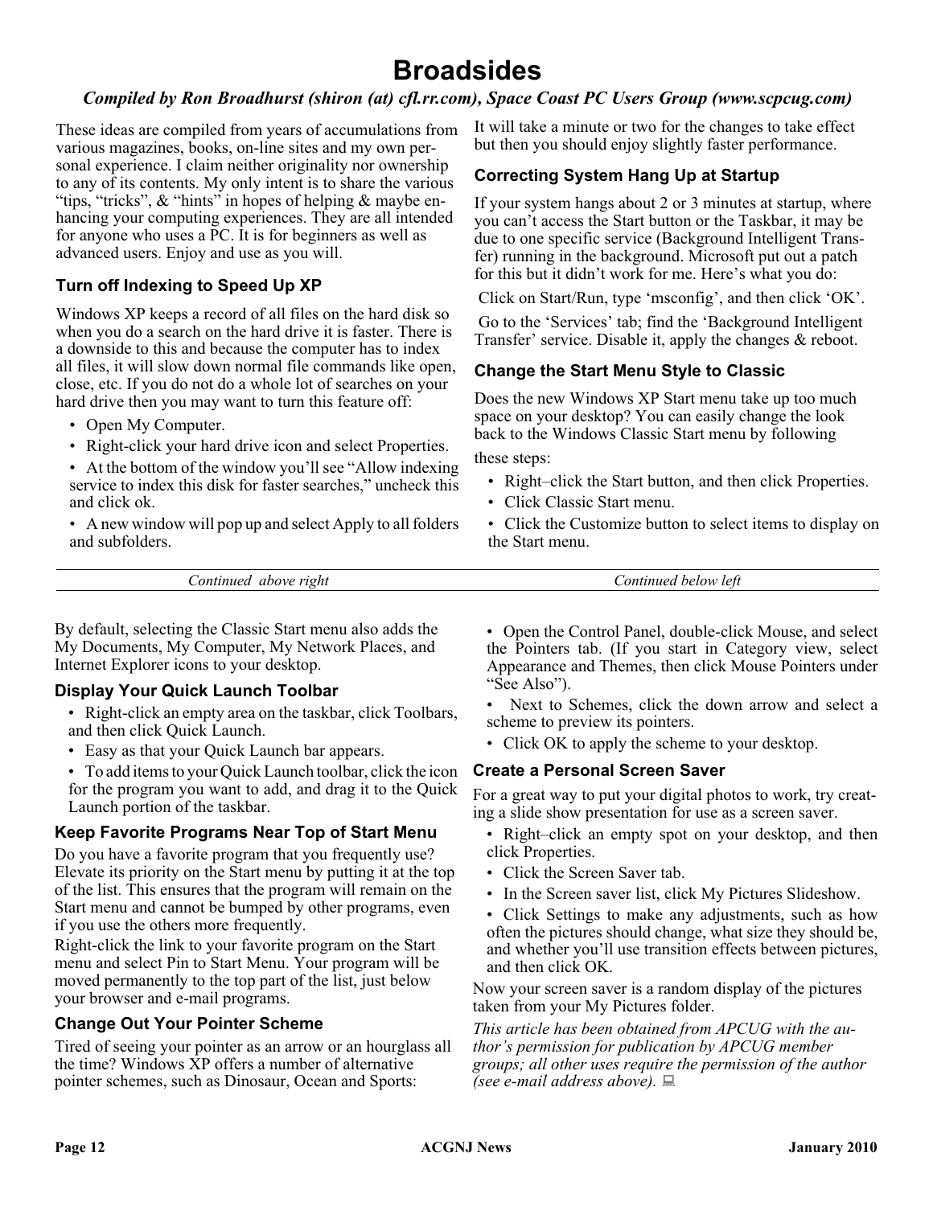# Broadsides

*Compiled by Ron Broadhurst (shiron (at) cfl.rr.com), Space Coast PC Users Group (www.scpcug.com)*

These ideas are compiled from years of accumulations from various magazines, books, on-line sites and my own personal experience. I claim neither originality nor ownership to any of its contents. My only intent is to share the various "tips, "tricks", & "hints" in hopes of helping & maybe enhancing your computing experiences. They are all intended for anyone who uses a PC. It is for beginners as well as advanced users. Enjoy and use as you will.

### Turn off Indexing to Speed Up XP

Windows XP keeps a record of all files on the hard disk so when you do a search on the hard drive it is faster. There is a downside to this and because the computer has to index all files, it will slow down normal file commands like open, close, etc. If you do not do a whole lot of searches on your hard drive then you may want to turn this feature off:

- Open My Computer.
- Right-click your hard drive icon and select Properties.
- At the bottom of the window you'll see "Allow indexing service to index this disk for faster searches," uncheck this and click ok.
- A new window will pop up and select Apply to all folders and subfolders.

It will take a minute or two for the changes to take effect but then you should enjoy slightly faster performance.

### Correcting System Hang Up at Startup

If your system hangs about 2 or 3 minutes at startup, where you can't access the Start button or the Taskbar, it may be due to one specific service (Background Intelligent Transfer) running in the background. Microsoft put out a patch for this but it didn't work for me. Here's what you do:

Click on Start/Run, type 'msconfig', and then click 'OK'.

Go to the 'Services' tab; find the 'Background Intelligent Transfer' service. Disable it, apply the changes & reboot.

### Change the Start Menu Style to Classic

Does the new Windows XP Start menu take up too much space on your desktop? You can easily change the look back to the Windows Classic Start menu by following these steps:

- Right–click the Start button, and then click Properties.
- Click Classic Start menu.
- Click the Customize button to select items to display on the Start menu.

By default, selecting the Classic Start menu also adds the My Documents, My Computer, My Network Places, and Internet Explorer icons to your desktop.

### Display Your Quick Launch Toolbar

- Right-click an empty area on the taskbar, click Toolbars, and then click Quick Launch.
- Easy as that your Quick Launch bar appears.
- To add items to your Quick Launch toolbar, click the icon for the program you want to add, and drag it to the Quick Launch portion of the taskbar.

### Keep Favorite Programs Near Top of Start Menu

Do you have a favorite program that you frequently use? Elevate its priority on the Start menu by putting it at the top of the list. This ensures that the program will remain on the Start menu and cannot be bumped by other programs, even if you use the others more frequently.

Right-click the link to your favorite program on the Start menu and select Pin to Start Menu. Your program will be moved permanently to the top part of the list, just below your browser and e-mail programs.

### Change Out Your Pointer Scheme

Tired of seeing your pointer as an arrow or an hourglass all the time? Windows XP offers a number of alternative pointer schemes, such as Dinosaur, Ocean and Sports:

- Open the Control Panel, double-click Mouse, and select the Pointers tab. (If you start in Category view, select Appearance and Themes, then click Mouse Pointers under "See Also").
- Next to Schemes, click the down arrow and select a scheme to preview its pointers.
- Click OK to apply the scheme to your desktop.

### Create a Personal Screen Saver

For a great way to put your digital photos to work, try creating a slide show presentation for use as a screen saver.

- Right–click an empty spot on your desktop, and then click Properties.
- Click the Screen Saver tab.
- In the Screen saver list, click My Pictures Slideshow.
- Click Settings to make any adjustments, such as how often the pictures should change, what size they should be, and whether you'll use transition effects between pictures, and then click OK.

Now your screen saver is a random display of the pictures taken from your My Pictures folder.

*This article has been obtained from APCUG with the author's permission for publication by APCUG member groups; all other uses require the permission of the author (see e-mail address above).*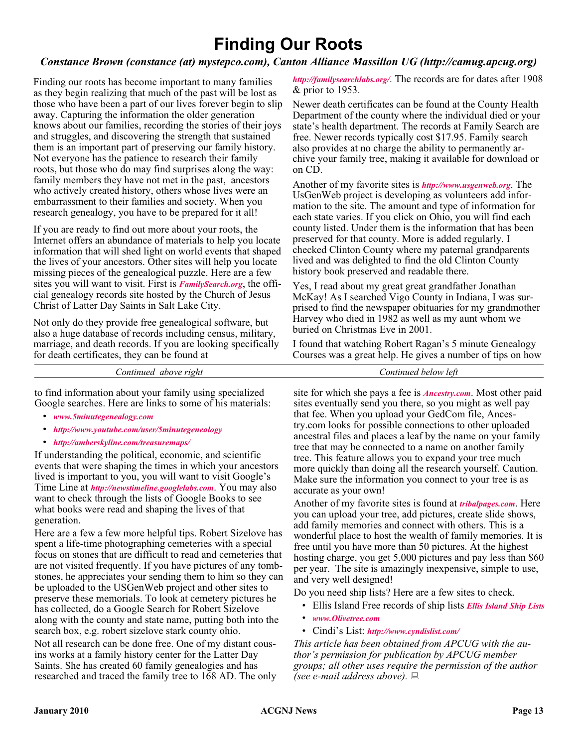# Finding Our Roots

***Constance Brown (constance (at) mystepco.com), Canton Alliance Massillon UG (http://camug.apcug.org)***

Finding our roots has become important to many families as they begin realizing that much of the past will be lost as those who have been a part of our lives forever begin to slip away. Capturing the information the older generation knows about our families, recording the stories of their joys and struggles, and discovering the strength that sustained them is an important part of preserving our family history. Not everyone has the patience to research their family roots, but those who do may find surprises along the way: family members they have not met in the past, ancestors who actively created history, others whose lives were an embarrassment to their families and society. When you research genealogy, you have to be prepared for it all!

If you are ready to find out more about your roots, the Internet offers an abundance of materials to help you locate information that will shed light on world events that shaped the lives of your ancestors. Other sites will help you locate missing pieces of the genealogical puzzle. Here are a few sites you will want to visit. First is ***FamilySearch.org***, the official genealogy records site hosted by the Church of Jesus Christ of Latter Day Saints in Salt Lake City.

Not only do they provide free genealogical software, but also a huge database of records including census, military, marriage, and death records. If you are looking specifically for death certificates, they can be found at ***http://familysearchlabs.org/***. The records are for dates after 1908 & prior to 1953.

Newer death certificates can be found at the County Health Department of the county where the individual died or your state's health department. The records at Family Search are free. Newer records typically cost $17.95. Family search also provides at no charge the ability to permanently archive your family tree, making it available for download or on CD.

Another of my favorite sites is ***http://www.usgenweb.org***. The UsGenWeb project is developing as volunteers add information to the site. The amount and type of information for each state varies. If you click on Ohio, you will find each county listed. Under them is the information that has been preserved for that county. More is added regularly. I checked Clinton County where my paternal grandparents lived and was delighted to find the old Clinton County history book preserved and readable there.

Yes, I read about my great great grandfather Jonathan McKay! As I searched Vigo County in Indiana, I was surprised to find the newspaper obituaries for my grandmother Harvey who died in 1982 as well as my aunt whom we buried on Christmas Eve in 2001.

I found that watching Robert Ragan's 5 minute Genealogy Courses was a great help. He gives a number of tips on how to find information about your family using specialized Google searches. Here are links to some of his materials:

- ***www.5minutegenealogy.com***
- ***http://www.youtube.com/user/5minutegenealogy***
- ***http://amberskyline.com/treasuremaps/***

If understanding the political, economic, and scientific events that were shaping the times in which your ancestors lived is important to you, you will want to visit Google's Time Line at ***http://newstimeline.googlelabs.com***. You may also want to check through the lists of Google Books to see what books were read and shaping the lives of that generation.

Here are a few a few more helpful tips. Robert Sizelove has spent a life-time photographing cemeteries with a special focus on stones that are difficult to read and cemeteries that are not visited frequently. If you have pictures of any tombstones, he appreciates your sending them to him so they can be uploaded to the USGenWeb project and other sites to preserve these memorials. To look at cemetery pictures he has collected, do a Google Search for Robert Sizelove along with the county and state name, putting both into the search box, e.g. robert sizelove stark county ohio.

Not all research can be done free. One of my distant cousins works at a family history center for the Latter Day Saints. She has created 60 family genealogies and has researched and traced the family tree to 168 AD. The only site for which she pays a fee is ***Ancestry.com***. Most other paid sites eventually send you there, so you might as well pay that fee. When you upload your GedCom file, Ancestry.com looks for possible connections to other uploaded ancestral files and places a leaf by the name on your family tree that may be connected to a name on another family tree. This feature allows you to expand your tree much more quickly than doing all the research yourself. Caution. Make sure the information you connect to your tree is as accurate as your own!

Another of my favorite sites is found at ***tribalpages.com***. Here you can upload your tree, add pictures, create slide shows, add family memories and connect with others. This is a wonderful place to host the wealth of family memories. It is free until you have more than 50 pictures. At the highest hosting charge, you get 5,000 pictures and pay less than $60 per year. The site is amazingly inexpensive, simple to use, and very well designed!

Do you need ship lists? Here are a few sites to check.

- Ellis Island Free records of ship lists ***Ellis Island Ship Lists***
- ***www.Olivetree.com***
- Cindi's List: ***http://www.cyndislist.com/***

*This article has been obtained from APCUG with the author's permission for publication by APCUG member groups; all other uses require the permission of the author (see e-mail address above).*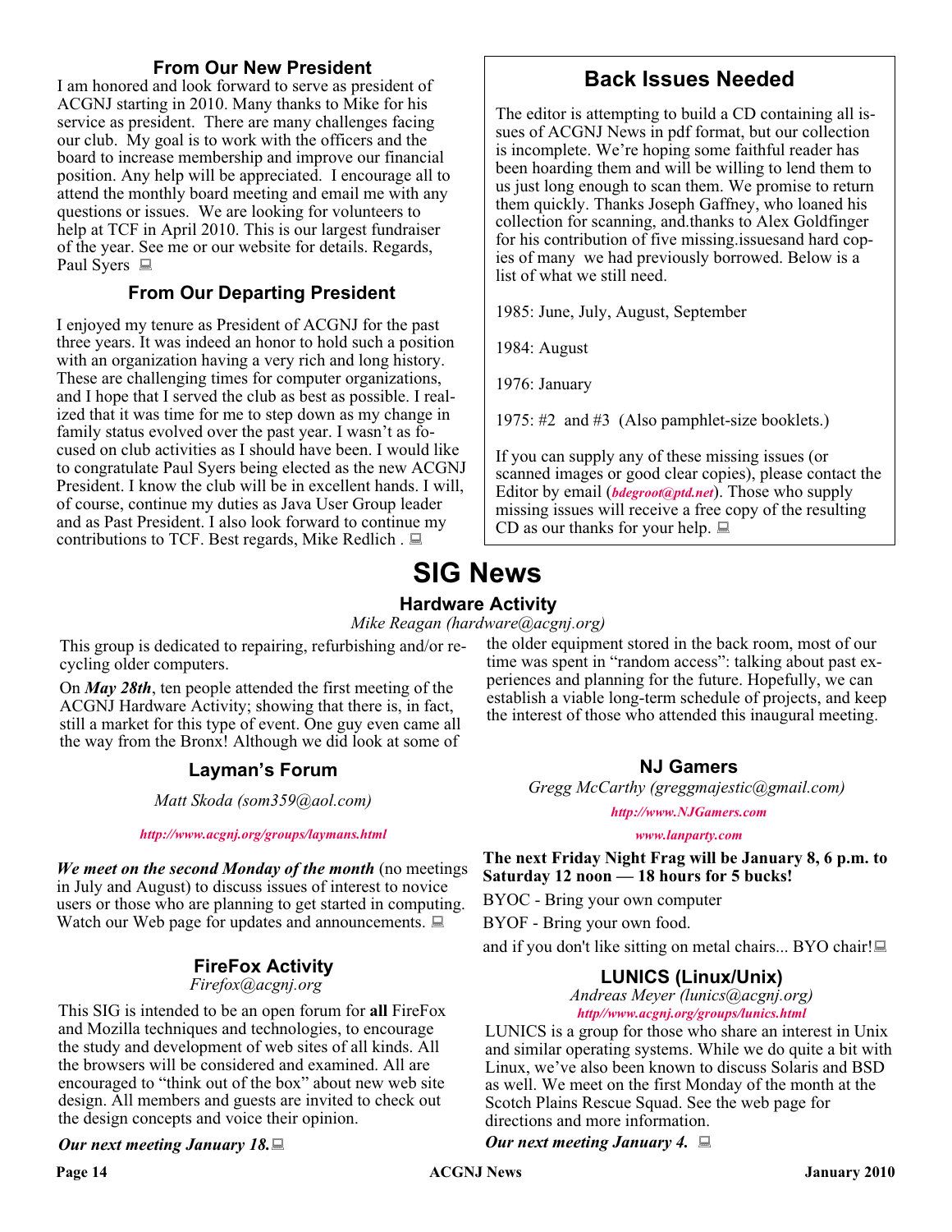## From Our New President

I am honored and look forward to serve as president of ACGNJ starting in 2010. Many thanks to Mike for his service as president. There are many challenges facing our club. My goal is to work with the officers and the board to increase membership and improve our financial position. Any help will be appreciated. I encourage all to attend the monthly board meeting and email me with any questions or issues. We are looking for volunteers to help at TCF in April 2010. This is our largest fundraiser of the year. See me or our website for details. Regards, Paul Syers

## From Our Departing President

I enjoyed my tenure as President of ACGNJ for the past three years. It was indeed an honor to hold such a position with an organization having a very rich and long history. These are challenging times for computer organizations, and I hope that I served the club as best as possible. I realized that it was time for me to step down as my change in family status evolved over the past year. I wasn't as focused on club activities as I should have been. I would like to congratulate Paul Syers being elected as the new ACGNJ President. I know the club will be in excellent hands. I will, of course, continue my duties as Java User Group leader and as Past President. I also look forward to continue my contributions to TCF. Best regards, Mike Redlich .

## Back Issues Needed

The editor is attempting to build a CD containing all issues of ACGNJ News in pdf format, but our collection is incomplete. We're hoping some faithful reader has been hoarding them and will be willing to lend them to us just long enough to scan them. We promise to return them quickly. Thanks Joseph Gaffney, who loaned his collection for scanning, and.thanks to Alex Goldfinger for his contribution of five missing.issuesand hard copies of many we had previously borrowed. Below is a list of what we still need.

1985: June, July, August, September

1984: August

1976: January

1975: #2 and #3 (Also pamphlet-size booklets.)

If you can supply any of these missing issues (or scanned images or good clear copies), please contact the Editor by email (*bdegroot@ptd.net*). Those who supply missing issues will receive a free copy of the resulting CD as our thanks for your help.

# SIG News

### Hardware Activity

*Mike Reagan (hardware@acgnj.org)*

This group is dedicated to repairing, refurbishing and/or recycling older computers.

On ***May 28th***, ten people attended the first meeting of the ACGNJ Hardware Activity; showing that there is, in fact, still a market for this type of event. One guy even came all the way from the Bronx! Although we did look at some of the older equipment stored in the back room, most of our time was spent in "random access": talking about past experiences and planning for the future. Hopefully, we can establish a viable long-term schedule of projects, and keep the interest of those who attended this inaugural meeting.

### Layman's Forum

*Matt Skoda (som359@aol.com)*

*http://www.acgnj.org/groups/laymans.html*

***We meet on the second Monday of the month*** (no meetings in July and August) to discuss issues of interest to novice users or those who are planning to get started in computing. Watch our Web page for updates and announcements.

### FireFox Activity

*Firefox@acgnj.org*

This SIG is intended to be an open forum for **all** FireFox and Mozilla techniques and technologies, to encourage the study and development of web sites of all kinds. All the browsers will be considered and examined. All are encouraged to "think out of the box" about new web site design. All members and guests are invited to check out the design concepts and voice their opinion.

***Our next meeting January 18.***

### NJ Gamers

*Gregg McCarthy (greggmajestic@gmail.com)*

*http://www.NJGamers.com*

*www.lanparty.com*

**The next Friday Night Frag will be January 8, 6 p.m. to Saturday 12 noon — 18 hours for 5 bucks!**

BYOC - Bring your own computer

BYOF - Bring your own food.

and if you don't like sitting on metal chairs... BYO chair!

### LUNICS (Linux/Unix)

*Andreas Meyer (lunics@acgnj.org)*

*http//www.acgnj.org/groups/lunics.html*

LUNICS is a group for those who share an interest in Unix and similar operating systems. While we do quite a bit with Linux, we've also been known to discuss Solaris and BSD as well. We meet on the first Monday of the month at the Scotch Plains Rescue Squad. See the web page for directions and more information.

***Our next meeting January 4.***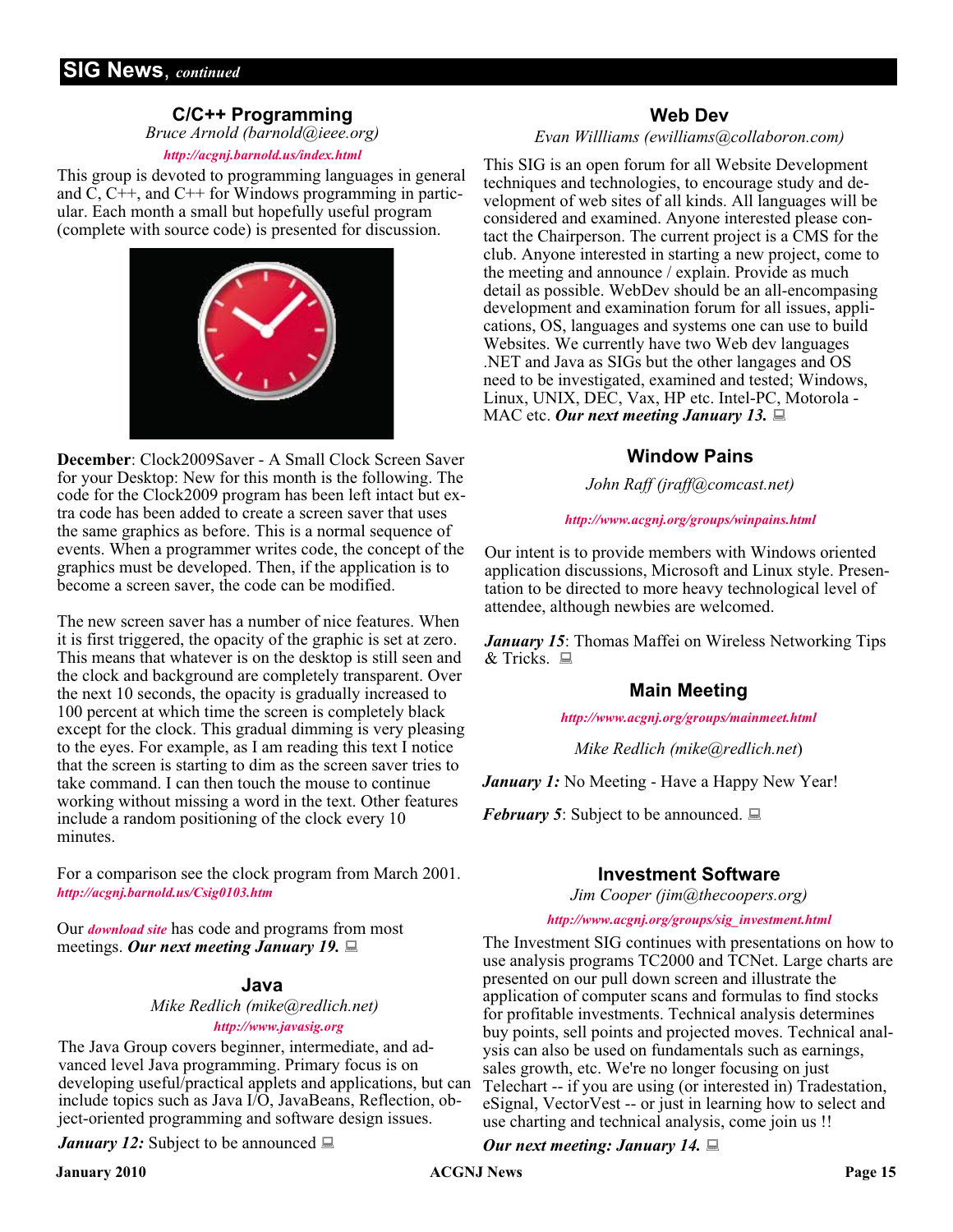## SIG News, *continued*

### C/C++ Programming

*Bruce Arnold (barnold@ieee.org)*

*http://acgnj.barnold.us/index.html*

This group is devoted to programming languages in general and C, C++, and C++ for Windows programming in particular. Each month a small but hopefully useful program (complete with source code) is presented for discussion.

**December**: Clock2009Saver - A Small Clock Screen Saver for your Desktop: New for this month is the following. The code for the Clock2009 program has been left intact but extra code has been added to create a screen saver that uses the same graphics as before. This is a normal sequence of events. When a programmer writes code, the concept of the graphics must be developed. Then, if the application is to become a screen saver, the code can be modified.

The new screen saver has a number of nice features. When it is first triggered, the opacity of the graphic is set at zero. This means that whatever is on the desktop is still seen and the clock and background are completely transparent. Over the next 10 seconds, the opacity is gradually increased to 100 percent at which time the screen is completely black except for the clock. This gradual dimming is very pleasing to the eyes. For example, as I am reading this text I notice that the screen is starting to dim as the screen saver tries to take command. I can then touch the mouse to continue working without missing a word in the text. Other features include a random positioning of the clock every 10 minutes.

For a comparison see the clock program from March 2001. *http://acgnj.barnold.us/Csig0103.htm*

Our *download site* has code and programs from most meetings. ***Our next meeting January 19.***

### Java

*Mike Redlich (mike@redlich.net)*

*http://www.javasig.org*

The Java Group covers beginner, intermediate, and advanced level Java programming. Primary focus is on developing useful/practical applets and applications, but can include topics such as Java I/O, JavaBeans, Reflection, object-oriented programming and software design issues.

***January 12:*** Subject to be announced

### Web Dev

*Evan Willliams (ewilliams@collaboron.com)*

This SIG is an open forum for all Website Development techniques and technologies, to encourage study and development of web sites of all kinds. All languages will be considered and examined. Anyone interested please contact the Chairperson. The current project is a CMS for the club. Anyone interested in starting a new project, come to the meeting and announce / explain. Provide as much detail as possible. WebDev should be an all-encompasing development and examination forum for all issues, applications, OS, languages and systems one can use to build Websites. We currently have two Web dev languages .NET and Java as SIGs but the other langages and OS need to be investigated, examined and tested; Windows, Linux, UNIX, DEC, Vax, HP etc. Intel-PC, Motorola - MAC etc. ***Our next meeting January 13.***

### Window Pains

*John Raff (jraff@comcast.net)*

*http://www.acgnj.org/groups/winpains.html*

Our intent is to provide members with Windows oriented application discussions, Microsoft and Linux style. Presentation to be directed to more heavy technological level of attendee, although newbies are welcomed.

***January 15***: Thomas Maffei on Wireless Networking Tips & Tricks.

### Main Meeting

*http://www.acgnj.org/groups/mainmeet.html*

*Mike Redlich (mike@redlich.net)*

***January 1:*** No Meeting - Have a Happy New Year!

***February 5***: Subject to be announced.

### Investment Software

*Jim Cooper (jim@thecoopers.org)*

*http://www.acgnj.org/groups/sig_investment.html*

The Investment SIG continues with presentations on how to use analysis programs TC2000 and TCNet. Large charts are presented on our pull down screen and illustrate the application of computer scans and formulas to find stocks for profitable investments. Technical analysis determines buy points, sell points and projected moves. Technical analysis can also be used on fundamentals such as earnings, sales growth, etc. We're no longer focusing on just Telechart -- if you are using (or interested in) Tradestation, eSignal, VectorVest -- or just in learning how to select and use charting and technical analysis, come join us !!

***Our next meeting: January 14.***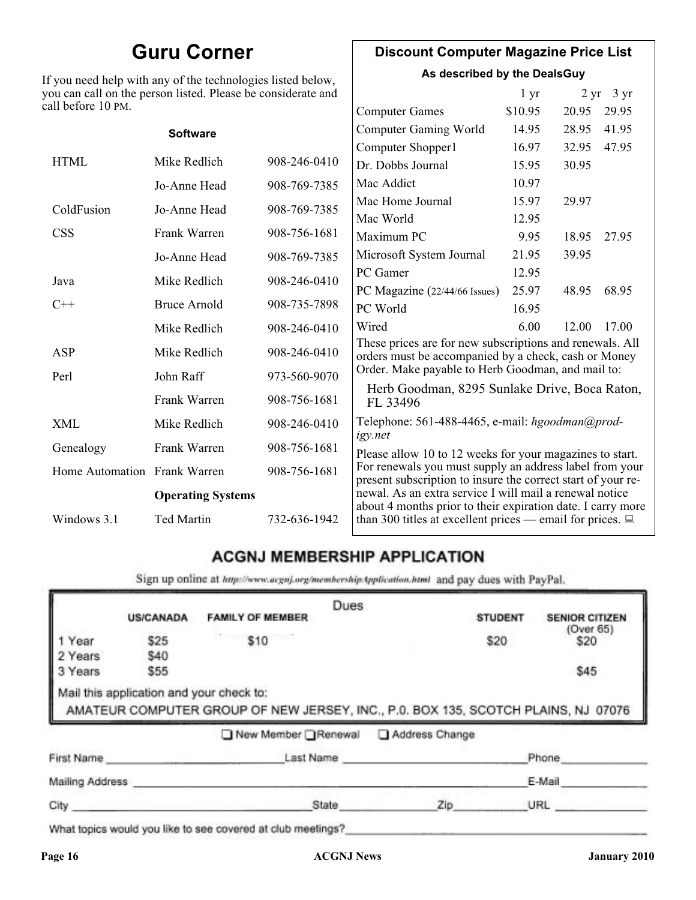# Guru Corner

If you need help with any of the technologies listed below, you can call on the person listed. Please be considerate and call before 10 PM.

| | **Software** | |
|---|---|---|
| HTML | Mike Redlich | 908-246-0410 |
| | Jo-Anne Head | 908-769-7385 |
| ColdFusion | Jo-Anne Head | 908-769-7385 |
| CSS | Frank Warren | 908-756-1681 |
| | Jo-Anne Head | 908-769-7385 |
| Java | Mike Redlich | 908-246-0410 |
| C++ | Bruce Arnold | 908-735-7898 |
| | Mike Redlich | 908-246-0410 |
| ASP | Mike Redlich | 908-246-0410 |
| Perl | John Raff | 973-560-9070 |
| | Frank Warren | 908-756-1681 |
| XML | Mike Redlich | 908-246-0410 |
| Genealogy | Frank Warren | 908-756-1681 |
| Home Automation | Frank Warren | 908-756-1681 |
| | **Operating Systems** | |
| Windows 3.1 | Ted Martin | 732-636-1942 |

## Discount Computer Magazine Price List

**As described by the DealsGuy**

| | 1 yr | 2 yr | 3 yr |
|---|---|---|---|
| Computer Games | $10.95 | 20.95 | 29.95 |
| Computer Gaming World | 14.95 | 28.95 | 41.95 |
| Computer Shopper1 | 16.97 | 32.95 | 47.95 |
| Dr. Dobbs Journal | 15.95 | 30.95 | |
| Mac Addict | 10.97 | | |
| Mac Home Journal | 15.97 | 29.97 | |
| Mac World | 12.95 | | |
| Maximum PC | 9.95 | 18.95 | 27.95 |
| Microsoft System Journal | 21.95 | 39.95 | |
| PC Gamer | 12.95 | | |
| PC Magazine (22/44/66 Issues) | 25.97 | 48.95 | 68.95 |
| PC World | 16.95 | | |
| Wired | 6.00 | 12.00 | 17.00 |

These prices are for new subscriptions and renewals. All orders must be accompanied by a check, cash or Money Order. Make payable to Herb Goodman, and mail to:

Herb Goodman, 8295 Sunlake Drive, Boca Raton, FL 33496

Telephone: 561-488-4465, e-mail: *hgoodman@prodigy.net*

Please allow 10 to 12 weeks for your magazines to start. For renewals you must supply an address label from your present subscription to insure the correct start of your renewal. As an extra service I will mail a renewal notice about 4 months prior to their expiration date. I carry more than 300 titles at excellent prices — email for prices.

## ACGNJ MEMBERSHIP APPLICATION

Sign up online at http://www.acgnj.org/membershipApplication.html and pay dues with PayPal.

**Dues**

| | US/CANADA | FAMILY OF MEMBER | STUDENT | SENIOR CITIZEN (Over 65) |
|---|---|---|---|---|
| 1 Year | $25 | $10 | $20 | $20 |
| 2 Years | $40 | | | |
| 3 Years | $55 | | | $45 |

Mail this application and your check to:

AMATEUR COMPUTER GROUP OF NEW JERSEY, INC., P.0. BOX 135, SCOTCH PLAINS, NJ 07076

❑ New Member ❑ Renewal ❑ Address Change

First Name ______________ Last Name ______________ Phone ______________

Mailing Address ______________ E-Mail ______________

City ______________ State ______ Zip ______ URL ______________

What topics would you like to see covered at club meetings? ______________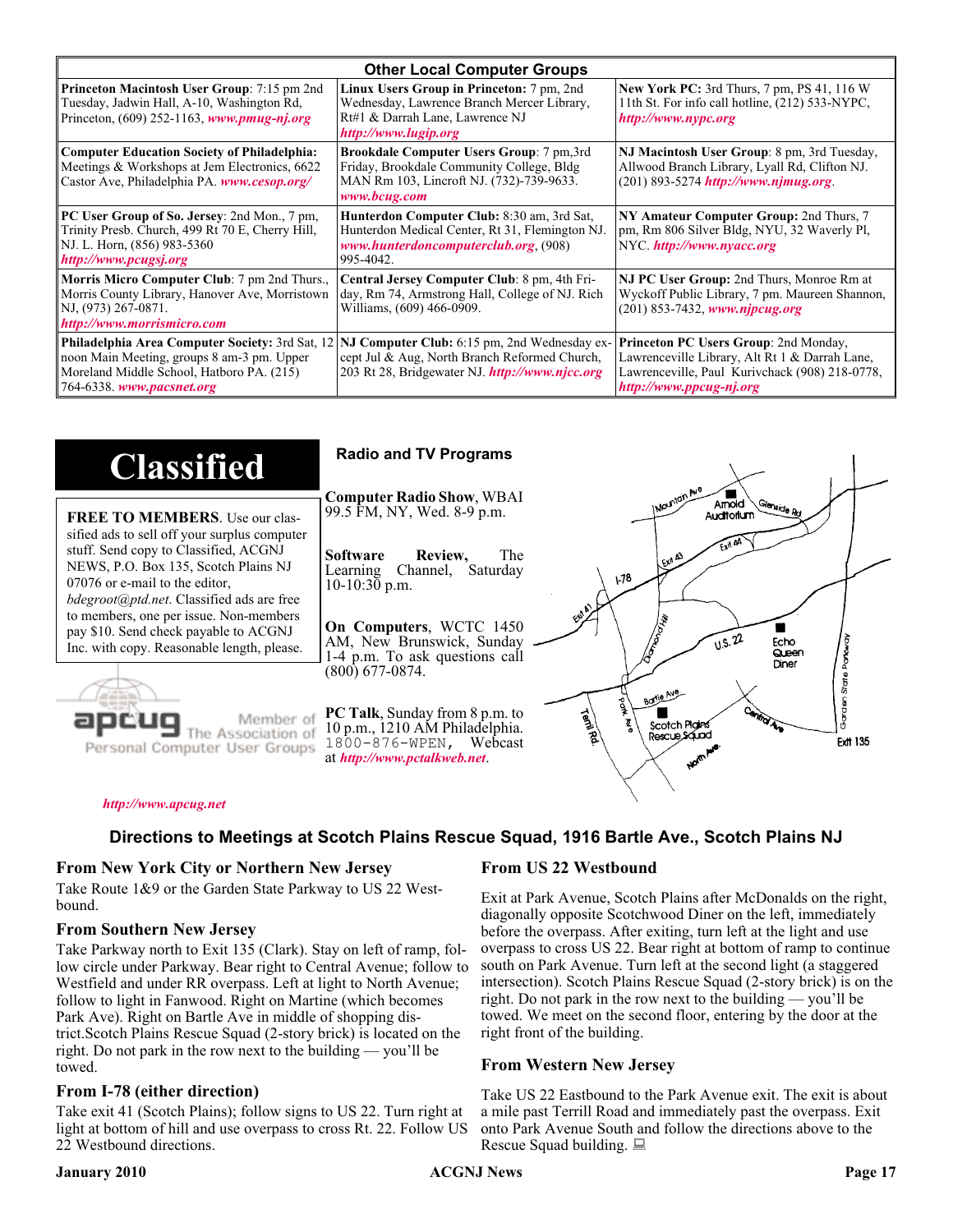## Other Local Computer Groups

| | | |
|---|---|---|
| **Princeton Macintosh User Group**: 7:15 pm 2nd Tuesday, Jadwin Hall, A-10, Washington Rd, Princeton, (609) 252-1163, ***www.pmug-nj.org*** | **Linux Users Group in Princeton:** 7 pm, 2nd Wednesday, Lawrence Branch Mercer Library, Rt#1 & Darrah Lane, Lawrence NJ ***http://www.lugip.org*** | **New York PC:** 3rd Thurs, 7 pm, PS 41, 116 W 11th St. For info call hotline, (212) 533-NYPC, ***http://www.nypc.org*** |
| **Computer Education Society of Philadelphia:** Meetings & Workshops at Jem Electronics, 6622 Castor Ave, Philadelphia PA. ***www.cesop.org/*** | **Brookdale Computer Users Group**: 7 pm,3rd Friday, Brookdale Community College, Bldg MAN Rm 103, Lincroft NJ. (732)-739-9633. ***www.bcug.com*** | **NJ Macintosh User Group**: 8 pm, 3rd Tuesday, Allwood Branch Library, Lyall Rd, Clifton NJ. (201) 893-5274 ***http://www.njmug.org***. |
| **PC User Group of So. Jersey**: 2nd Mon., 7 pm, Trinity Presb. Church, 499 Rt 70 E, Cherry Hill, NJ. L. Horn, (856) 983-5360 ***http://www.pcugsj.org*** | **Hunterdon Computer Club:** 8:30 am, 3rd Sat, Hunterdon Medical Center, Rt 31, Flemington NJ. ***www.hunterdoncomputerclub.org***, (908) 995-4042. | **NY Amateur Computer Group:** 2nd Thurs, 7 pm, Rm 806 Silver Bldg, NYU, 32 Waverly Pl, NYC. ***http://www.nyacc.org*** |
| **Morris Micro Computer Club**: 7 pm 2nd Thurs., Morris County Library, Hanover Ave, Morristown NJ, (973) 267-0871. ***http://www.morrismicro.com*** | **Central Jersey Computer Club**: 8 pm, 4th Friday, Rm 74, Armstrong Hall, College of NJ. Rich Williams, (609) 466-0909. | **NJ PC User Group:** 2nd Thurs, Monroe Rm at Wyckoff Public Library, 7 pm. Maureen Shannon, (201) 853-7432, ***www.njpcug.org*** |
| **Philadelphia Area Computer Society:** 3rd Sat, 12 noon Main Meeting, groups 8 am-3 pm. Upper Moreland Middle School, Hatboro PA. (215) 764-6338. ***www.pacsnet.org*** | **NJ Computer Club:** 6:15 pm, 2nd Wednesday except Jul & Aug, North Branch Reformed Church, 203 Rt 28, Bridgewater NJ. ***http://www.njcc.org*** | **Princeton PC Users Group**: 2nd Monday, Lawrenceville Library, Alt Rt 1 & Darrah Lane, Lawrenceville, Paul Kurivchack (908) 218-0778, ***http://www.ppcug-nj.org*** |

# Classified

**FREE TO MEMBERS**. Use our classified ads to sell off your surplus computer stuff. Send copy to Classified, ACGNJ NEWS, P.O. Box 135, Scotch Plains NJ 07076 or e-mail to the editor, *bdegroot@ptd.net*. Classified ads are free to members, one per issue. Non-members pay $10. Send check payable to ACGNJ Inc. with copy. Reasonable length, please.

apcug Member of The Association of Personal Computer User Groups

***http://www.apcug.net***

## Radio and TV Programs

**Computer Radio Show**, WBAI 99.5 FM, NY, Wed. 8-9 p.m.

**Software Review,** The Learning Channel, Saturday 10-10:30 p.m.

**On Computers**, WCTC 1450 AM, New Brunswick, Sunday 1-4 p.m. To ask questions call (800) 677-0874.

**PC Talk**, Sunday from 8 p.m. to 10 p.m., 1210 AM Philadelphia. 1800-876-WPEN, Webcast at ***http://www.pctalkweb.net***.

## Directions to Meetings at Scotch Plains Rescue Squad, 1916 Bartle Ave., Scotch Plains NJ

### From New York City or Northern New Jersey

Take Route 1&9 or the Garden State Parkway to US 22 Westbound.

### From Southern New Jersey

Take Parkway north to Exit 135 (Clark). Stay on left of ramp, follow circle under Parkway. Bear right to Central Avenue; follow to Westfield and under RR overpass. Left at light to North Avenue; follow to light in Fanwood. Right on Martine (which becomes Park Ave). Right on Bartle Ave in middle of shopping district.Scotch Plains Rescue Squad (2-story brick) is located on the right. Do not park in the row next to the building — you'll be towed.

### From I-78 (either direction)

Take exit 41 (Scotch Plains); follow signs to US 22. Turn right at light at bottom of hill and use overpass to cross Rt. 22. Follow US 22 Westbound directions.

### From US 22 Westbound

Exit at Park Avenue, Scotch Plains after McDonalds on the right, diagonally opposite Scotchwood Diner on the left, immediately before the overpass. After exiting, turn left at the light and use overpass to cross US 22. Bear right at bottom of ramp to continue south on Park Avenue. Turn left at the second light (a staggered intersection). Scotch Plains Rescue Squad (2-story brick) is on the right. Do not park in the row next to the building — you'll be towed. We meet on the second floor, entering by the door at the right front of the building.

### From Western New Jersey

Take US 22 Eastbound to the Park Avenue exit. The exit is about a mile past Terrill Road and immediately past the overpass. Exit onto Park Avenue South and follow the directions above to the Rescue Squad building.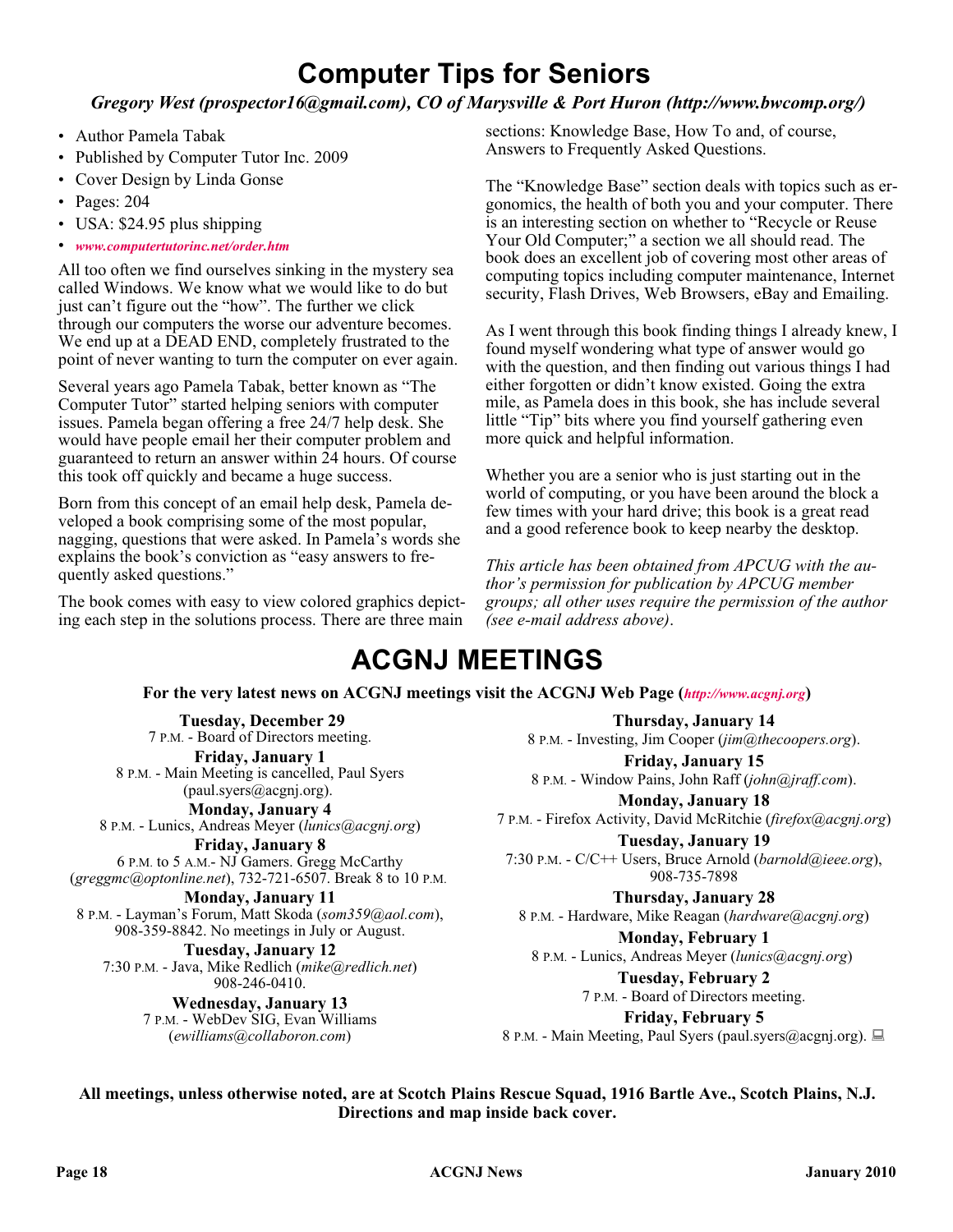# Computer Tips for Seniors

*Gregory West (prospector16@gmail.com), CO of Marysville & Port Huron (http://www.bwcomp.org/)*

- Author Pamela Tabak
- Published by Computer Tutor Inc. 2009
- Cover Design by Linda Gonse
- Pages: 204
- USA: $24.95 plus shipping
- *www.computertutorinc.net/order.htm*

All too often we find ourselves sinking in the mystery sea called Windows. We know what we would like to do but just can't figure out the "how". The further we click through our computers the worse our adventure becomes. We end up at a DEAD END, completely frustrated to the point of never wanting to turn the computer on ever again.

Several years ago Pamela Tabak, better known as "The Computer Tutor" started helping seniors with computer issues. Pamela began offering a free 24/7 help desk. She would have people email her their computer problem and guaranteed to return an answer within 24 hours. Of course this took off quickly and became a huge success.

Born from this concept of an email help desk, Pamela developed a book comprising some of the most popular, nagging, questions that were asked. In Pamela's words she explains the book's conviction as "easy answers to frequently asked questions."

The book comes with easy to view colored graphics depicting each step in the solutions process. There are three main sections: Knowledge Base, How To and, of course, Answers to Frequently Asked Questions.

The "Knowledge Base" section deals with topics such as ergonomics, the health of both you and your computer. There is an interesting section on whether to "Recycle or Reuse Your Old Computer;" a section we all should read. The book does an excellent job of covering most other areas of computing topics including computer maintenance, Internet security, Flash Drives, Web Browsers, eBay and Emailing.

As I went through this book finding things I already knew, I found myself wondering what type of answer would go with the question, and then finding out various things I had either forgotten or didn't know existed. Going the extra mile, as Pamela does in this book, she has include several little "Tip" bits where you find yourself gathering even more quick and helpful information.

Whether you are a senior who is just starting out in the world of computing, or you have been around the block a few times with your hard drive; this book is a great read and a good reference book to keep nearby the desktop.

*This article has been obtained from APCUG with the author's permission for publication by APCUG member groups; all other uses require the permission of the author (see e-mail address above).*

# ACGNJ MEETINGS

**For the very latest news on ACGNJ meetings visit the ACGNJ Web Page (*http://www.acgnj.org*)**

**Tuesday, December 29**
7 P.M. - Board of Directors meeting.

**Friday, January 1**
8 P.M. - Main Meeting is cancelled, Paul Syers (paul.syers@acgnj.org).

**Monday, January 4**
8 P.M. - Lunics, Andreas Meyer (*lunics@acgnj.org*)

**Friday, January 8**
6 P.M. to 5 A.M.- NJ Gamers. Gregg McCarthy (*greggmc@optonline.net*), 732-721-6507. Break 8 to 10 P.M.

**Monday, January 11**
8 P.M. - Layman's Forum, Matt Skoda (*som359@aol.com*), 908-359-8842. No meetings in July or August.

**Tuesday, January 12**
7:30 P.M. - Java, Mike Redlich (*mike@redlich.net*) 908-246-0410.

**Wednesday, January 13**
7 P.M. - WebDev SIG, Evan Williams (*ewilliams@collaboron.com*)

**Thursday, January 14**
8 P.M. - Investing, Jim Cooper (*jim@thecoopers.org*).

**Friday, January 15**
8 P.M. - Window Pains, John Raff (*john@jraff.com*).

**Monday, January 18**
7 P.M. - Firefox Activity, David McRitchie (*firefox@acgnj.org*)

**Tuesday, January 19**
7:30 P.M. - C/C++ Users, Bruce Arnold (*barnold@ieee.org*), 908-735-7898

**Thursday, January 28**
8 P.M. - Hardware, Mike Reagan (*hardware@acgnj.org*)

**Monday, February 1**
8 P.M. - Lunics, Andreas Meyer (*lunics@acgnj.org*)

**Tuesday, February 2**
7 P.M. - Board of Directors meeting.

**Friday, February 5**
8 P.M. - Main Meeting, Paul Syers (paul.syers@acgnj.org).

**All meetings, unless otherwise noted, are at Scotch Plains Rescue Squad, 1916 Bartle Ave., Scotch Plains, N.J. Directions and map inside back cover.**